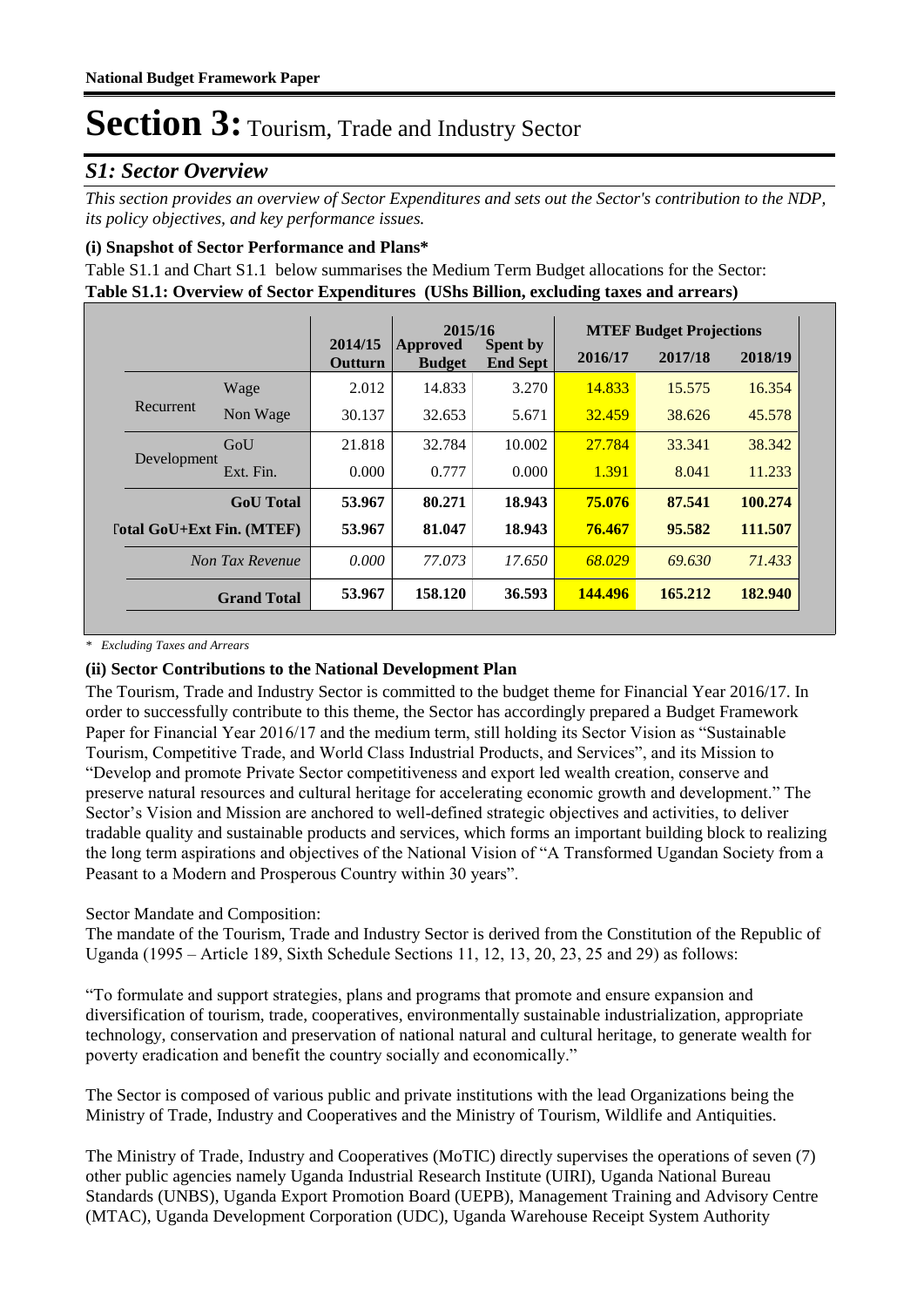**National Budget Framework Paper**

# Section 3: Tourism, Trade and Industry Sector

## *S1: Sector Overview*

*This section provides an overview of Sector Expenditures and sets out the Sector's contribution to the NDP, its policy objectives, and key performance issues.*

### (i) Snapshot of Sector Performance and Plans*

Table S1.1 and Chart S1.1 below summarises the Medium Term Budget allocations for the Sector:

**Table S1.1: Overview of Sector Expenditures (UShs Billion, excluding taxes and arrears)**

| | | 2014/15 Outturn | 2015/16 Approved Budget | 2015/16 Spent by End Sept | MTEF Budget Projections 2016/17 | 2017/18 | 2018/19 |
|---|---|---|---|---|---|---|---|
| Recurrent | Wage | 2.012 | 14.833 | 3.270 | 14.833 | 15.575 | 16.354 |
| | Non Wage | 30.137 | 32.653 | 5.671 | 32.459 | 38.626 | 45.578 |
| Development | GoU | 21.818 | 32.784 | 10.002 | 27.784 | 33.341 | 38.342 |
| | Ext. Fin. | 0.000 | 0.777 | 0.000 | 1.391 | 8.041 | 11.233 |
| **GoU Total** | | **53.967** | **80.271** | **18.943** | **75.076** | **87.541** | **100.274** |
| **Total GoU+Ext Fin. (MTEF)** | | **53.967** | **81.047** | **18.943** | **76.467** | **95.582** | **111.507** |
| *Non Tax Revenue* | | *0.000* | *77.073* | *17.650* | *68.029* | *69.630* | *71.433* |
| **Grand Total** | | **53.967** | **158.120** | **36.593** | **144.496** | **165.212** | **182.940** |

\* *Excluding Taxes and Arrears*

### (ii) Sector Contributions to the National Development Plan

The Tourism, Trade and Industry Sector is committed to the budget theme for Financial Year 2016/17. In order to successfully contribute to this theme, the Sector has accordingly prepared a Budget Framework Paper for Financial Year 2016/17 and the medium term, still holding its Sector Vision as "Sustainable Tourism, Competitive Trade, and World Class Industrial Products, and Services", and its Mission to "Develop and promote Private Sector competitiveness and export led wealth creation, conserve and preserve natural resources and cultural heritage for accelerating economic growth and development." The Sector's Vision and Mission are anchored to well-defined strategic objectives and activities, to deliver tradable quality and sustainable products and services, which forms an important building block to realizing the long term aspirations and objectives of the National Vision of "A Transformed Ugandan Society from a Peasant to a Modern and Prosperous Country within 30 years".

Sector Mandate and Composition:

The mandate of the Tourism, Trade and Industry Sector is derived from the Constitution of the Republic of Uganda (1995 – Article 189, Sixth Schedule Sections 11, 12, 13, 20, 23, 25 and 29) as follows:

"To formulate and support strategies, plans and programs that promote and ensure expansion and diversification of tourism, trade, cooperatives, environmentally sustainable industrialization, appropriate technology, conservation and preservation of national natural and cultural heritage, to generate wealth for poverty eradication and benefit the country socially and economically."

The Sector is composed of various public and private institutions with the lead Organizations being the Ministry of Trade, Industry and Cooperatives and the Ministry of Tourism, Wildlife and Antiquities.

The Ministry of Trade, Industry and Cooperatives (MoTIC) directly supervises the operations of seven (7) other public agencies namely Uganda Industrial Research Institute (UIRI), Uganda National Bureau Standards (UNBS), Uganda Export Promotion Board (UEPB), Management Training and Advisory Centre (MTAC), Uganda Development Corporation (UDC), Uganda Warehouse Receipt System Authority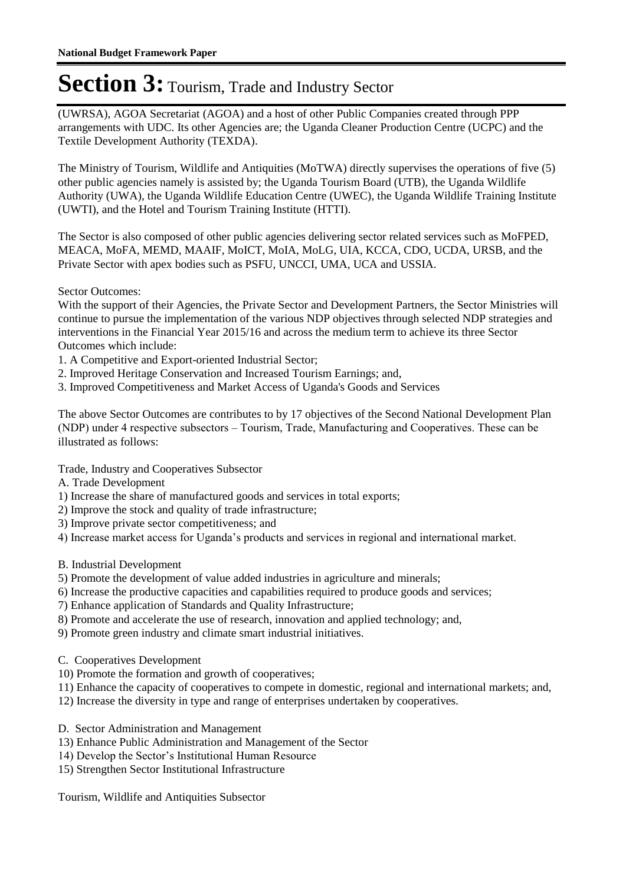(UWRSA), AGOA Secretariat (AGOA) and a host of other Public Companies created through PPP arrangements with UDC. Its other Agencies are; the Uganda Cleaner Production Centre (UCPC) and the Textile Development Authority (TEXDA).

The Ministry of Tourism, Wildlife and Antiquities (MoTWA) directly supervises the operations of five (5) other public agencies namely is assisted by; the Uganda Tourism Board (UTB), the Uganda Wildlife Authority (UWA), the Uganda Wildlife Education Centre (UWEC), the Uganda Wildlife Training Institute (UWTI), and the Hotel and Tourism Training Institute (HTTI).

The Sector is also composed of other public agencies delivering sector related services such as MoFPED, MEACA, MoFA, MEMD, MAAIF, MoICT, MoIA, MoLG, UIA, KCCA, CDO, UCDA, URSB, and the Private Sector with apex bodies such as PSFU, UNCCI, UMA, UCA and USSIA.

Sector Outcomes:
With the support of their Agencies, the Private Sector and Development Partners, the Sector Ministries will continue to pursue the implementation of the various NDP objectives through selected NDP strategies and interventions in the Financial Year 2015/16 and across the medium term to achieve its three Sector Outcomes which include:
1. A Competitive and Export-oriented Industrial Sector;
2. Improved Heritage Conservation and Increased Tourism Earnings; and,
3. Improved Competitiveness and Market Access of Uganda's Goods and Services

The above Sector Outcomes are contributes to by 17 objectives of the Second National Development Plan (NDP) under 4 respective subsectors – Tourism, Trade, Manufacturing and Cooperatives. These can be illustrated as follows:

Trade, Industry and Cooperatives Subsector
A. Trade Development
1) Increase the share of manufactured goods and services in total exports;
2) Improve the stock and quality of trade infrastructure;
3) Improve private sector competitiveness; and
4) Increase market access for Uganda's products and services in regional and international market.

B. Industrial Development
5) Promote the development of value added industries in agriculture and minerals;
6) Increase the productive capacities and capabilities required to produce goods and services;
7) Enhance application of Standards and Quality Infrastructure;
8) Promote and accelerate the use of research, innovation and applied technology; and,
9) Promote green industry and climate smart industrial initiatives.

C. Cooperatives Development
10) Promote the formation and growth of cooperatives;
11) Enhance the capacity of cooperatives to compete in domestic, regional and international markets; and,
12) Increase the diversity in type and range of enterprises undertaken by cooperatives.

D. Sector Administration and Management
13) Enhance Public Administration and Management of the Sector
14) Develop the Sector's Institutional Human Resource
15) Strengthen Sector Institutional Infrastructure

Tourism, Wildlife and Antiquities Subsector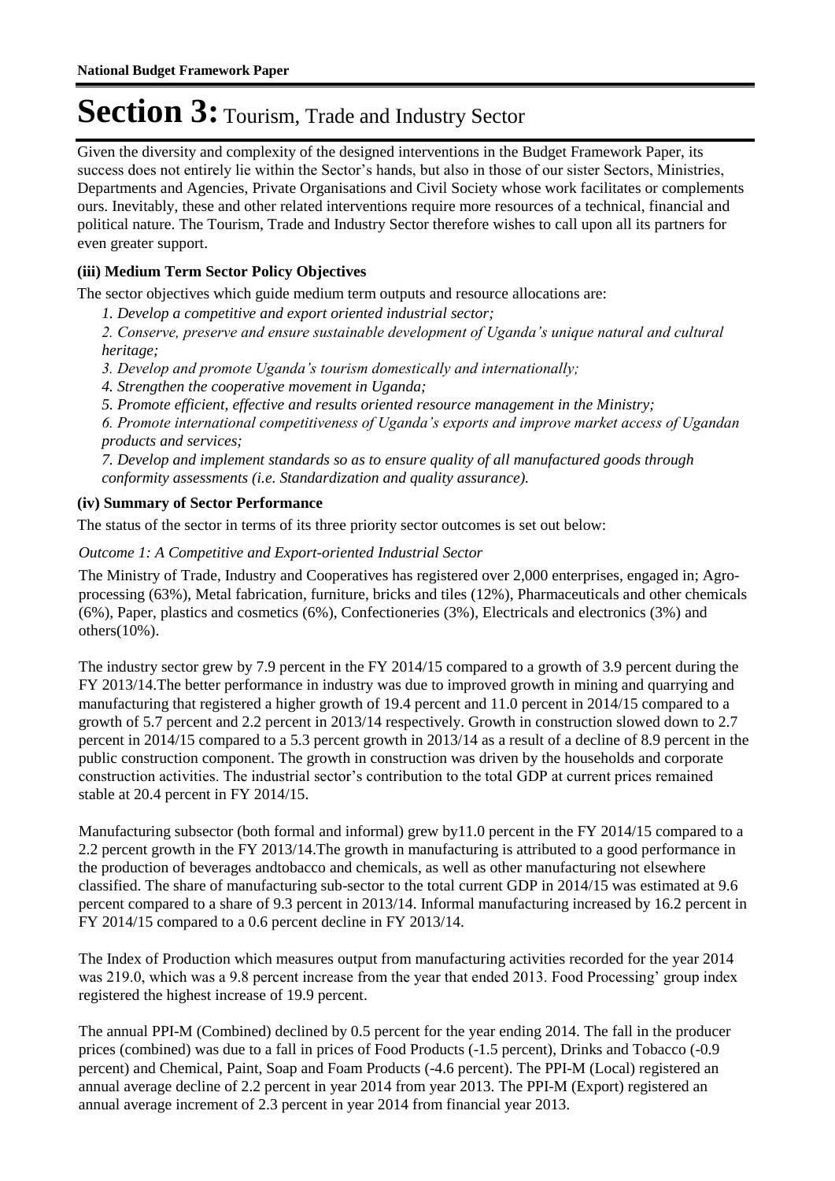# Section 3: Tourism, Trade and Industry Sector

Given the diversity and complexity of the designed interventions in the Budget Framework Paper, its success does not entirely lie within the Sector's hands, but also in those of our sister Sectors, Ministries, Departments and Agencies, Private Organisations and Civil Society whose work facilitates or complements ours. Inevitably, these and other related interventions require more resources of a technical, financial and political nature. The Tourism, Trade and Industry Sector therefore wishes to call upon all its partners for even greater support.

**(iii) Medium Term Sector Policy Objectives**

The sector objectives which guide medium term outputs and resource allocations are:

*1. Develop a competitive and export oriented industrial sector;*

*2. Conserve, preserve and ensure sustainable development of Uganda's unique natural and cultural heritage;*

*3. Develop and promote Uganda's tourism domestically and internationally;*

*4. Strengthen the cooperative movement in Uganda;*

*5. Promote efficient, effective and results oriented resource management in the Ministry;*

*6. Promote international competitiveness of Uganda's exports and improve market access of Ugandan products and services;*

*7. Develop and implement standards so as to ensure quality of all manufactured goods through conformity assessments (i.e. Standardization and quality assurance).*

**(iv) Summary of Sector Performance**

The status of the sector in terms of its three priority sector outcomes is set out below:

*Outcome 1: A Competitive and Export-oriented Industrial Sector*

The Ministry of Trade, Industry and Cooperatives has registered over 2,000 enterprises, engaged in; Agro-processing (63%), Metal fabrication, furniture, bricks and tiles (12%), Pharmaceuticals and other chemicals (6%), Paper, plastics and cosmetics (6%), Confectioneries (3%), Electricals and electronics (3%) and others(10%).

The industry sector grew by 7.9 percent in the FY 2014/15 compared to a growth of 3.9 percent during the FY 2013/14.The better performance in industry was due to improved growth in mining and quarrying and manufacturing that registered a higher growth of 19.4 percent and 11.0 percent in 2014/15 compared to a growth of 5.7 percent and 2.2 percent in 2013/14 respectively. Growth in construction slowed down to 2.7 percent in 2014/15 compared to a 5.3 percent growth in 2013/14 as a result of a decline of 8.9 percent in the public construction component. The growth in construction was driven by the households and corporate construction activities. The industrial sector's contribution to the total GDP at current prices remained stable at 20.4 percent in FY 2014/15.

Manufacturing subsector (both formal and informal) grew by11.0 percent in the FY 2014/15 compared to a 2.2 percent growth in the FY 2013/14.The growth in manufacturing is attributed to a good performance in the production of beverages andtobacco and chemicals, as well as other manufacturing not elsewhere classified. The share of manufacturing sub-sector to the total current GDP in 2014/15 was estimated at 9.6 percent compared to a share of 9.3 percent in 2013/14. Informal manufacturing increased by 16.2 percent in FY 2014/15 compared to a 0.6 percent decline in FY 2013/14.

The Index of Production which measures output from manufacturing activities recorded for the year 2014 was 219.0, which was a 9.8 percent increase from the year that ended 2013. Food Processing' group index registered the highest increase of 19.9 percent.

The annual PPI-M (Combined) declined by 0.5 percent for the year ending 2014. The fall in the producer prices (combined) was due to a fall in prices of Food Products (-1.5 percent), Drinks and Tobacco (-0.9 percent) and Chemical, Paint, Soap and Foam Products (-4.6 percent). The PPI-M (Local) registered an annual average decline of 2.2 percent in year 2014 from year 2013. The PPI-M (Export) registered an annual average increment of 2.3 percent in year 2014 from financial year 2013.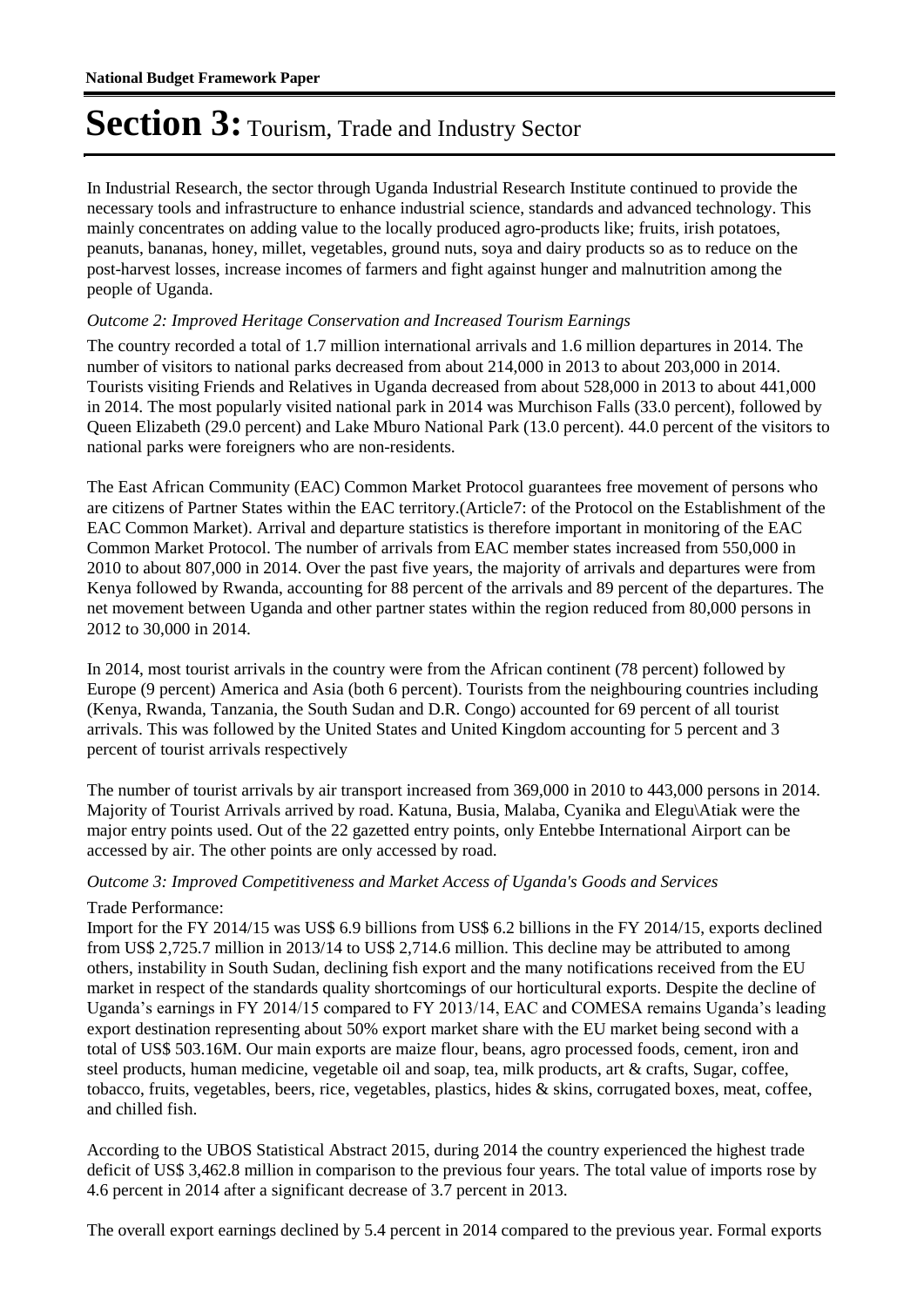**National Budget Framework Paper**

# Section 3: Tourism, Trade and Industry Sector

In Industrial Research, the sector through Uganda Industrial Research Institute continued to provide the necessary tools and infrastructure to enhance industrial science, standards and advanced technology. This mainly concentrates on adding value to the locally produced agro-products like; fruits, irish potatoes, peanuts, bananas, honey, millet, vegetables, ground nuts, soya and dairy products so as to reduce on the post-harvest losses, increase incomes of farmers and fight against hunger and malnutrition among the people of Uganda.

*Outcome 2: Improved Heritage Conservation and Increased Tourism Earnings*

The country recorded a total of 1.7 million international arrivals and 1.6 million departures in 2014. The number of visitors to national parks decreased from about 214,000 in 2013 to about 203,000 in 2014. Tourists visiting Friends and Relatives in Uganda decreased from about 528,000 in 2013 to about 441,000 in 2014. The most popularly visited national park in 2014 was Murchison Falls (33.0 percent), followed by Queen Elizabeth (29.0 percent) and Lake Mburo National Park (13.0 percent). 44.0 percent of the visitors to national parks were foreigners who are non-residents.

The East African Community (EAC) Common Market Protocol guarantees free movement of persons who are citizens of Partner States within the EAC territory.(Article7: of the Protocol on the Establishment of the EAC Common Market). Arrival and departure statistics is therefore important in monitoring of the EAC Common Market Protocol. The number of arrivals from EAC member states increased from 550,000 in 2010 to about 807,000 in 2014. Over the past five years, the majority of arrivals and departures were from Kenya followed by Rwanda, accounting for 88 percent of the arrivals and 89 percent of the departures. The net movement between Uganda and other partner states within the region reduced from 80,000 persons in 2012 to 30,000 in 2014.

In 2014, most tourist arrivals in the country were from the African continent (78 percent) followed by Europe (9 percent) America and Asia (both 6 percent). Tourists from the neighbouring countries including (Kenya, Rwanda, Tanzania, the South Sudan and D.R. Congo) accounted for 69 percent of all tourist arrivals. This was followed by the United States and United Kingdom accounting for 5 percent and 3 percent of tourist arrivals respectively

The number of tourist arrivals by air transport increased from 369,000 in 2010 to 443,000 persons in 2014. Majority of Tourist Arrivals arrived by road. Katuna, Busia, Malaba, Cyanika and Elegu\Atiak were the major entry points used. Out of the 22 gazetted entry points, only Entebbe International Airport can be accessed by air. The other points are only accessed by road.

*Outcome 3: Improved Competitiveness and Market Access of Uganda's Goods and Services*

Trade Performance:
Import for the FY 2014/15 was US$ 6.9 billions from US$ 6.2 billions in the FY 2014/15, exports declined from US$ 2,725.7 million in 2013/14 to US$ 2,714.6 million. This decline may be attributed to among others, instability in South Sudan, declining fish export and the many notifications received from the EU market in respect of the standards quality shortcomings of our horticultural exports. Despite the decline of Uganda's earnings in FY 2014/15 compared to FY 2013/14, EAC and COMESA remains Uganda's leading export destination representing about 50% export market share with the EU market being second with a total of US$ 503.16M. Our main exports are maize flour, beans, agro processed foods, cement, iron and steel products, human medicine, vegetable oil and soap, tea, milk products, art & crafts, Sugar, coffee, tobacco, fruits, vegetables, beers, rice, vegetables, plastics, hides & skins, corrugated boxes, meat, coffee, and chilled fish.

According to the UBOS Statistical Abstract 2015, during 2014 the country experienced the highest trade deficit of US$ 3,462.8 million in comparison to the previous four years. The total value of imports rose by 4.6 percent in 2014 after a significant decrease of 3.7 percent in 2013.

The overall export earnings declined by 5.4 percent in 2014 compared to the previous year. Formal exports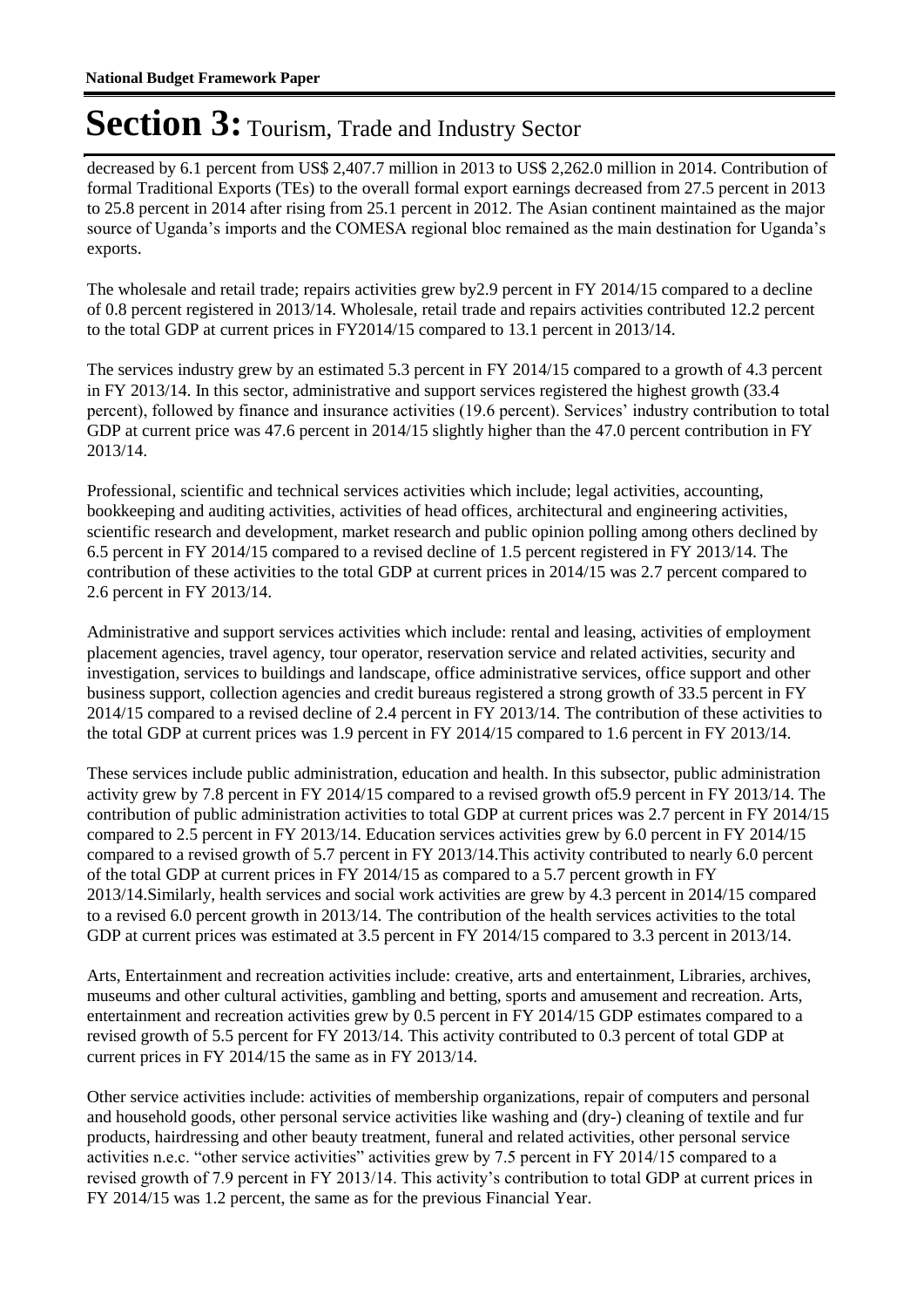# Section 3: Tourism, Trade and Industry Sector

decreased by 6.1 percent from US$ 2,407.7 million in 2013 to US$ 2,262.0 million in 2014. Contribution of formal Traditional Exports (TEs) to the overall formal export earnings decreased from 27.5 percent in 2013 to 25.8 percent in 2014 after rising from 25.1 percent in 2012. The Asian continent maintained as the major source of Uganda's imports and the COMESA regional bloc remained as the main destination for Uganda's exports.

The wholesale and retail trade; repairs activities grew by2.9 percent in FY 2014/15 compared to a decline of 0.8 percent registered in 2013/14. Wholesale, retail trade and repairs activities contributed 12.2 percent to the total GDP at current prices in FY2014/15 compared to 13.1 percent in 2013/14.

The services industry grew by an estimated 5.3 percent in FY 2014/15 compared to a growth of 4.3 percent in FY 2013/14. In this sector, administrative and support services registered the highest growth (33.4 percent), followed by finance and insurance activities (19.6 percent). Services' industry contribution to total GDP at current price was 47.6 percent in 2014/15 slightly higher than the 47.0 percent contribution in FY 2013/14.

Professional, scientific and technical services activities which include; legal activities, accounting, bookkeeping and auditing activities, activities of head offices, architectural and engineering activities, scientific research and development, market research and public opinion polling among others declined by 6.5 percent in FY 2014/15 compared to a revised decline of 1.5 percent registered in FY 2013/14. The contribution of these activities to the total GDP at current prices in 2014/15 was 2.7 percent compared to 2.6 percent in FY 2013/14.

Administrative and support services activities which include: rental and leasing, activities of employment placement agencies, travel agency, tour operator, reservation service and related activities, security and investigation, services to buildings and landscape, office administrative services, office support and other business support, collection agencies and credit bureaus registered a strong growth of 33.5 percent in FY 2014/15 compared to a revised decline of 2.4 percent in FY 2013/14. The contribution of these activities to the total GDP at current prices was 1.9 percent in FY 2014/15 compared to 1.6 percent in FY 2013/14.

These services include public administration, education and health. In this subsector, public administration activity grew by 7.8 percent in FY 2014/15 compared to a revised growth of5.9 percent in FY 2013/14. The contribution of public administration activities to total GDP at current prices was 2.7 percent in FY 2014/15 compared to 2.5 percent in FY 2013/14. Education services activities grew by 6.0 percent in FY 2014/15 compared to a revised growth of 5.7 percent in FY 2013/14.This activity contributed to nearly 6.0 percent of the total GDP at current prices in FY 2014/15 as compared to a 5.7 percent growth in FY 2013/14.Similarly, health services and social work activities are grew by 4.3 percent in 2014/15 compared to a revised 6.0 percent growth in 2013/14. The contribution of the health services activities to the total GDP at current prices was estimated at 3.5 percent in FY 2014/15 compared to 3.3 percent in 2013/14.

Arts, Entertainment and recreation activities include: creative, arts and entertainment, Libraries, archives, museums and other cultural activities, gambling and betting, sports and amusement and recreation. Arts, entertainment and recreation activities grew by 0.5 percent in FY 2014/15 GDP estimates compared to a revised growth of 5.5 percent for FY 2013/14. This activity contributed to 0.3 percent of total GDP at current prices in FY 2014/15 the same as in FY 2013/14.

Other service activities include: activities of membership organizations, repair of computers and personal and household goods, other personal service activities like washing and (dry-) cleaning of textile and fur products, hairdressing and other beauty treatment, funeral and related activities, other personal service activities n.e.c. "other service activities" activities grew by 7.5 percent in FY 2014/15 compared to a revised growth of 7.9 percent in FY 2013/14. This activity's contribution to total GDP at current prices in FY 2014/15 was 1.2 percent, the same as for the previous Financial Year.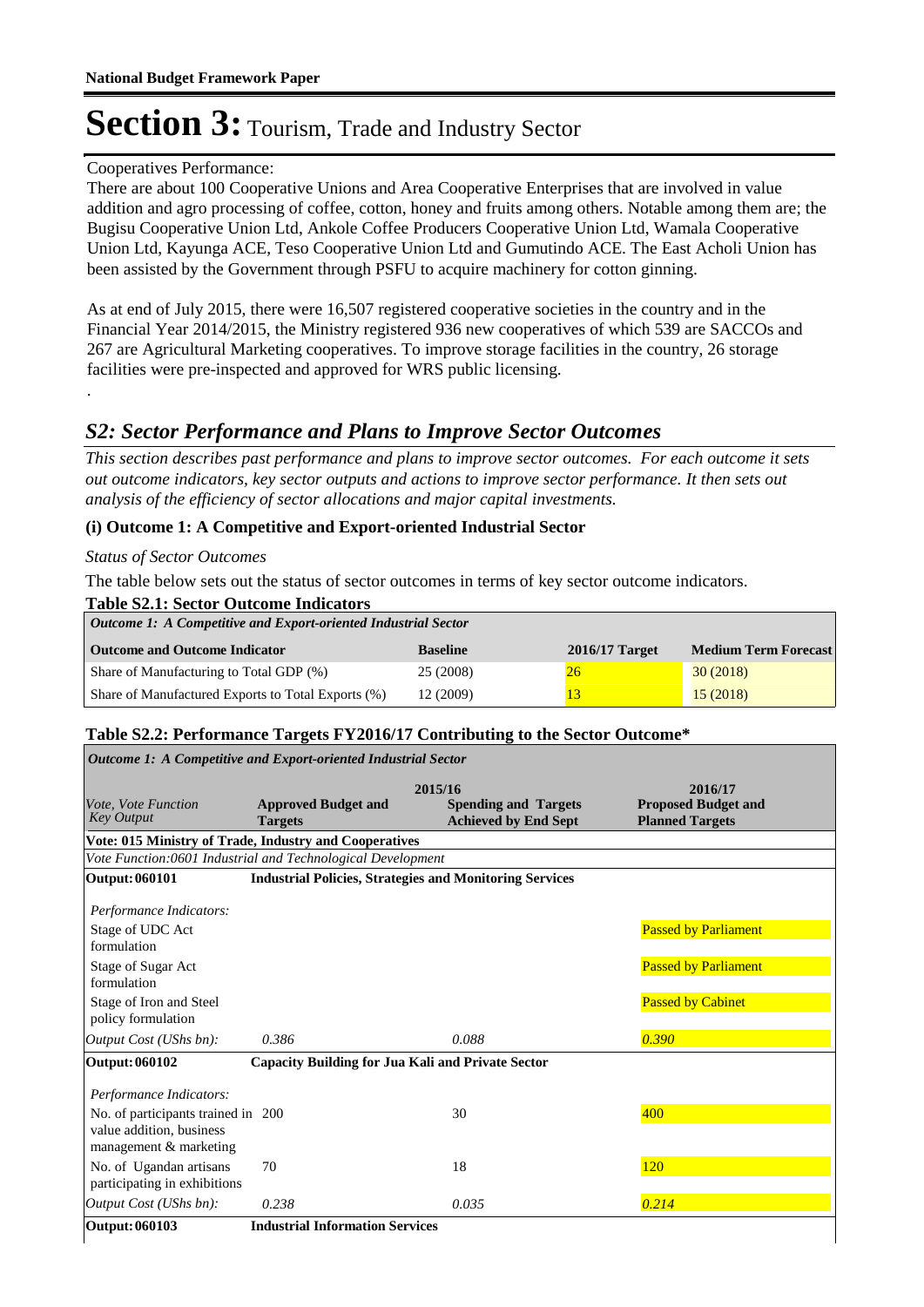# Section 3: Tourism, Trade and Industry Sector

Cooperatives Performance:
There are about 100 Cooperative Unions and Area Cooperative Enterprises that are involved in value addition and agro processing of coffee, cotton, honey and fruits among others. Notable among them are; the Bugisu Cooperative Union Ltd, Ankole Coffee Producers Cooperative Union Ltd, Wamala Cooperative Union Ltd, Kayunga ACE, Teso Cooperative Union Ltd and Gumutindo ACE. The East Acholi Union has been assisted by the Government through PSFU to acquire machinery for cotton ginning.

As at end of July 2015, there were 16,507 registered cooperative societies in the country and in the Financial Year 2014/2015, the Ministry registered 936 new cooperatives of which 539 are SACCOs and 267 are Agricultural Marketing cooperatives. To improve storage facilities in the country, 26 storage facilities were pre-inspected and approved for WRS public licensing.

.

## *S2: Sector Performance and Plans to Improve Sector Outcomes*

*This section describes past performance and plans to improve sector outcomes. For each outcome it sets out outcome indicators, key sector outputs and actions to improve sector performance. It then sets out analysis of the efficiency of sector allocations and major capital investments.*

### (i) Outcome 1: A Competitive and Export-oriented Industrial Sector

*Status of Sector Outcomes*

The table below sets out the status of sector outcomes in terms of key sector outcome indicators.

**Table S2.1: Sector Outcome Indicators**

| *Outcome 1: A Competitive and Export-oriented Industrial Sector* | | | |
|---|---|---|---|
| **Outcome and Outcome Indicator** | **Baseline** | **2016/17 Target** | **Medium Term Forecast** |
| Share of Manufacturing to Total GDP (%) | 25 (2008) | 26 | 30 (2018) |
| Share of Manufactured Exports to Total Exports (%) | 12 (2009) | 13 | 15 (2018) |

**Table S2.2: Performance Targets FY2016/17 Contributing to the Sector Outcome***

| *Outcome 1: A Competitive and Export-oriented Industrial Sector* | | | |
|---|---|---|---|
| | 2015/16 | | 2016/17 |
| *Vote, Vote Function Key Output* | **Approved Budget and Targets** | **Spending and Targets Achieved by End Sept** | **Proposed Budget and Planned Targets** |
| **Vote: 015 Ministry of Trade, Industry and Cooperatives** | | | |
| *Vote Function:0601 Industrial and Technological Development* | | | |
| **Output: 060101** | **Industrial Policies, Strategies and Monitoring Services** | | |
| *Performance Indicators:* | | | |
| Stage of UDC Act formulation | | | Passed by Parliament |
| Stage of Sugar Act formulation | | | Passed by Parliament |
| Stage of Iron and Steel policy formulation | | | Passed by Cabinet |
| *Output Cost (UShs bn):* | *0.386* | *0.088* | *0.390* |
| **Output: 060102** | **Capacity Building for Jua Kali and Private Sector** | | |
| *Performance Indicators:* | | | |
| No. of participants trained in value addition, business management & marketing | 200 | 30 | 400 |
| No. of Ugandan artisans participating in exhibitions | 70 | 18 | 120 |
| *Output Cost (UShs bn):* | *0.238* | *0.035* | *0.214* |
| **Output: 060103** | **Industrial Information Services** | | |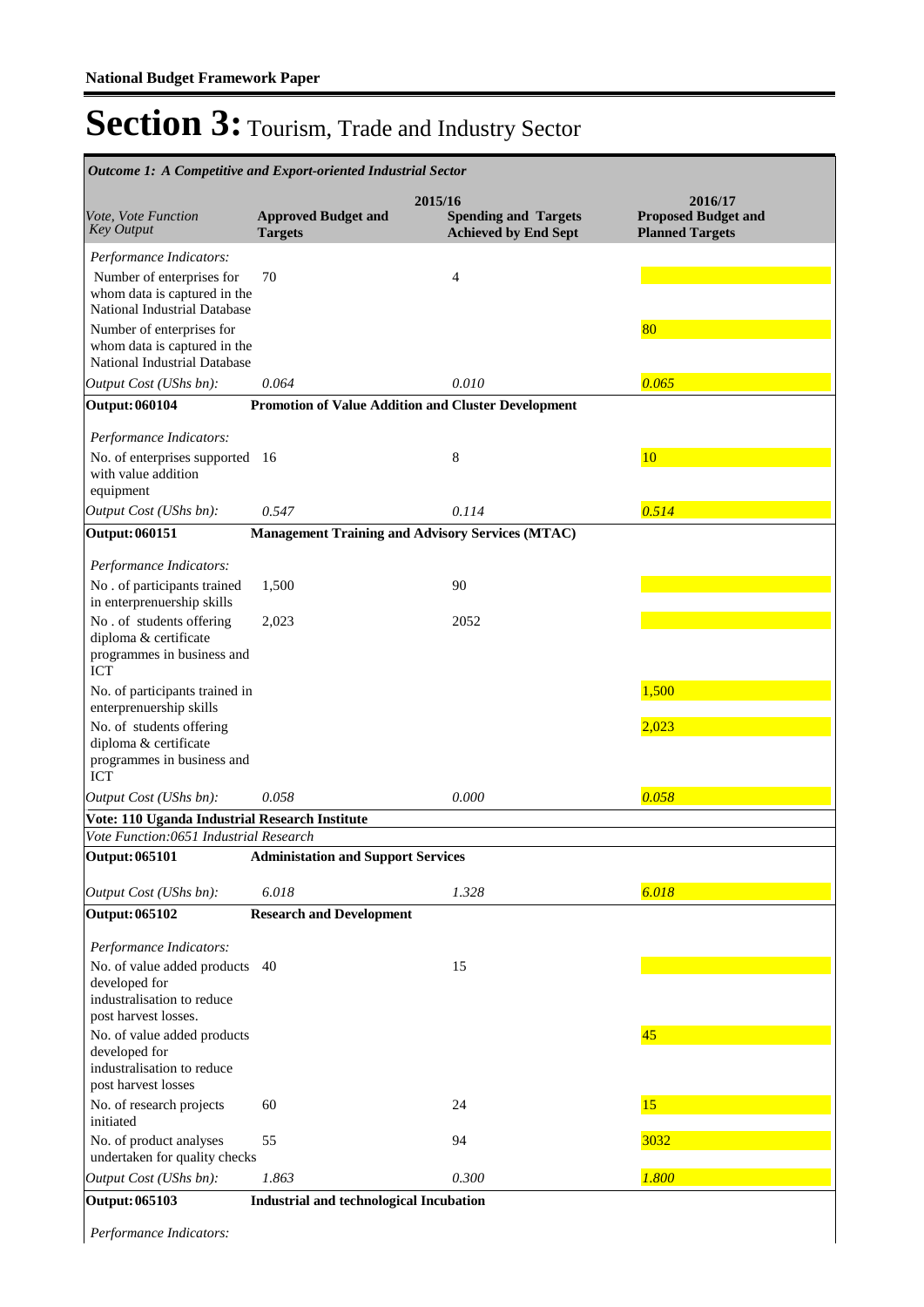**National Budget Framework Paper**

# Section 3: Tourism, Trade and Industry Sector

*Outcome 1: A Competitive and Export-oriented Industrial Sector*

| *Vote, Vote Function Key Output* | 2015/16 Approved Budget and Targets | 2015/16 Spending and Targets Achieved by End Sept | 2016/17 Proposed Budget and Planned Targets |
|---|---|---|---|
| *Performance Indicators:* | | | |
| Number of enterprises for whom data is captured in the National Industrial Database | 70 | 4 | |
| Number of enterprises for whom data is captured in the National Industrial Database | | | 80 |
| *Output Cost (UShs bn):* | *0.064* | *0.010* | *0.065* |
| **Output: 060104** | **Promotion of Value Addition and Cluster Development** | | |
| *Performance Indicators:* | | | |
| No. of enterprises supported with value addition equipment | 16 | 8 | 10 |
| *Output Cost (UShs bn):* | *0.547* | *0.114* | *0.514* |
| **Output: 060151** | **Management Training and Advisory Services (MTAC)** | | |
| *Performance Indicators:* | | | |
| No . of participants trained in enterprenuership skills | 1,500 | 90 | |
| No . of students offering diploma & certificate programmes in business and ICT | 2,023 | 2052 | |
| No. of participants trained in enterprenuership skills | | | 1,500 |
| No. of students offering diploma & certificate programmes in business and ICT | | | 2,023 |
| *Output Cost (UShs bn):* | *0.058* | *0.000* | *0.058* |
| **Vote: 110 Uganda Industrial Research Institute** | | | |
| *Vote Function:0651 Industrial Research* | | | |
| **Output: 065101** | **Administation and Support Services** | | |
| *Output Cost (UShs bn):* | *6.018* | *1.328* | *6.018* |
| **Output: 065102** | **Research and Development** | | |
| *Performance Indicators:* | | | |
| No. of value added products developed for industralisation to reduce post harvest losses. | 40 | 15 | |
| No. of value added products developed for industralisation to reduce post harvest losses | | | 45 |
| No. of research projects initiated | 60 | 24 | 15 |
| No. of product analyses undertaken for quality checks | 55 | 94 | 3032 |
| *Output Cost (UShs bn):* | *1.863* | *0.300* | *1.800* |
| **Output: 065103** | **Industrial and technological Incubation** | | |
| *Performance Indicators:* | | | |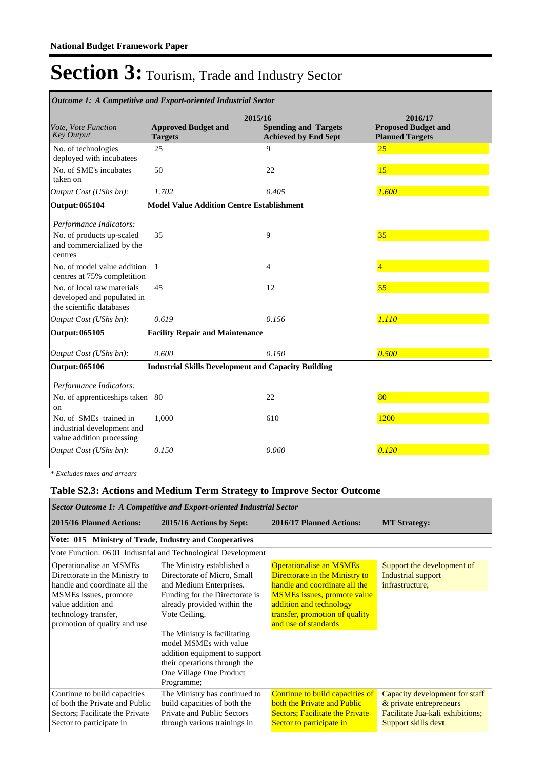**National Budget Framework Paper**

# Section 3: Tourism, Trade and Industry Sector

*Outcome 1: A Competitive and Export-oriented Industrial Sector*

| *Vote, Vote Function Key Output* | 2015/16 Approved Budget and Targets | 2015/16 Spending and Targets Achieved by End Sept | 2016/17 Proposed Budget and Planned Targets |
|---|---|---|---|
| No. of technologies deployed with incubatees | 25 | 9 | 25 |
| No. of SME's incubates taken on | 50 | 22 | 15 |
| *Output Cost (UShs bn):* | *1.702* | *0.405* | *1.600* |
| **Output: 065104** | **Model Value Addition Centre Establishment** | | |
| *Performance Indicators:* | | | |
| No. of products up-scaled and commercialized by the centres | 35 | 9 | 35 |
| No. of model value addition centres at 75% completion | 1 | 4 | 4 |
| No. of local raw materials developed and populated in the scientific databases | 45 | 12 | 55 |
| *Output Cost (UShs bn):* | *0.619* | *0.156* | *1.110* |
| **Output: 065105** | **Facility Repair and Maintenance** | | |
| *Output Cost (UShs bn):* | *0.600* | *0.150* | *0.500* |
| **Output: 065106** | **Industrial Skills Development and Capacity Building** | | |
| *Performance Indicators:* | | | |
| No. of apprenticeships taken on | 80 | 22 | 80 |
| No. of SMEs trained in industrial development and value addition processing | 1,000 | 610 | 1200 |
| *Output Cost (UShs bn):* | *0.150* | *0.060* | *0.120* |

*\* Excludes taxes and arrears*

## Table S2.3: Actions and Medium Term Strategy to Improve Sector Outcome

*Sector Outcome 1: A Competitive and Export-oriented Industrial Sector*

| 2015/16 Planned Actions: | 2015/16 Actions by Sept: | 2016/17 Planned Actions: | MT Strategy: |
|---|---|---|---|
| **Vote: 015 Ministry of Trade, Industry and Cooperatives** | | | |
| Vote Function: 06 01 Industrial and Technological Development | | | |
| Operationalise an MSMEs Directorate in the Ministry to handle and coordinate all the MSMEs issues, promote value addition and technology transfer, promotion of quality and use | The Ministry established a Directorate of Micro, Small and Medium Enterprises. Funding for the Directorate is already provided within the Vote Ceiling.<br><br>The Ministry is facilitating model MSMEs with value addition equipment to support their operations through the One Village One Product Programme; | Operationalise an MSMEs Directorate in the Ministry to handle and coordinate all the MSMEs issues, promote value addition and technology transfer, promotion of quality and use of standards | Support the development of Industrial support infrastructure; |
| Continue to build capacities of both the Private and Public Sectors; Facilitate the Private Sector to participate in | The Ministry has continued to build capacities of both the Private and Public Sectors through various trainings in | Continue to build capacities of both the Private and Public Sectors; Facilitate the Private Sector to participate in | Capacity development for staff & private entrepreneurs Facilitate Jua-kali exhibitions; Support skills devt |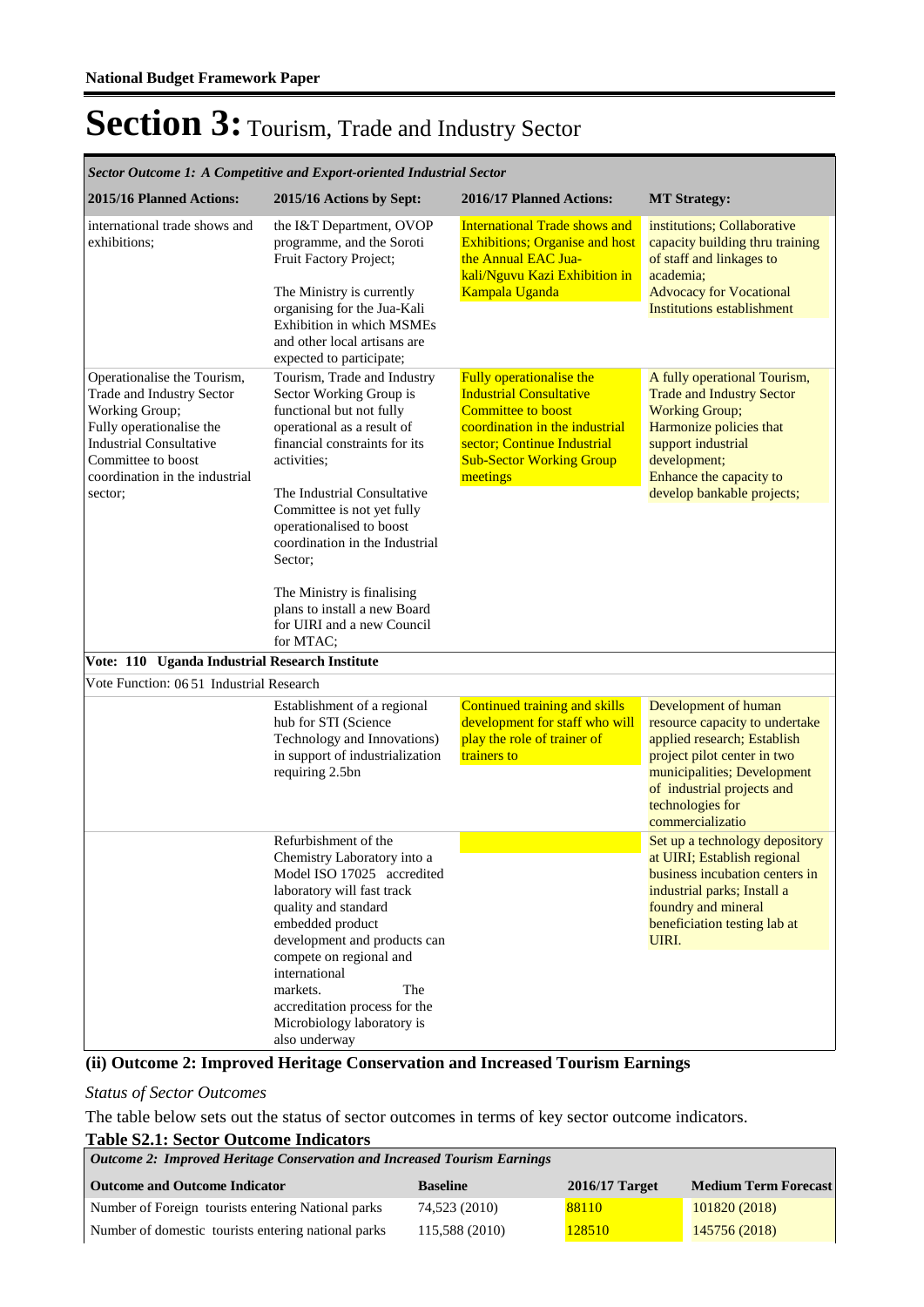# Section 3: Tourism, Trade and Industry Sector

| *Sector Outcome 1: A Competitive and Export-oriented Industrial Sector* | | | |
|---|---|---|---|
| **2015/16 Planned Actions:** | **2015/16 Actions by Sept:** | **2016/17 Planned Actions:** | **MT Strategy:** |
| international trade shows and exhibitions; | the I&T Department, OVOP programme, and the Soroti Fruit Factory Project;<br><br>The Ministry is currently organising for the Jua-Kali Exhibition in which MSMEs and other local artisans are expected to participate; | International Trade shows and Exhibitions; Organise and host the Annual EAC Jua-kali/Nguvu Kazi Exhibition in Kampala Uganda | institutions; Collaborative capacity building thru training of staff and linkages to academia;<br>Advocacy for Vocational Institutions establishment |
| Operationalise the Tourism, Trade and Industry Sector Working Group;<br>Fully operationalise the Industrial Consultative Committee to boost coordination in the industrial sector; | Tourism, Trade and Industry Sector Working Group is functional but not fully operational as a result of financial constraints for its activities;<br><br>The Industrial Consultative Committee is not yet fully operationalised to boost coordination in the Industrial Sector;<br><br>The Ministry is finalising plans to install a new Board for UIRI and a new Council for MTAC; | Fully operationalise the Industrial Consultative Committee to boost coordination in the industrial sector; Continue Industrial Sub-Sector Working Group meetings | A fully operational Tourism, Trade and Industry Sector Working Group;<br>Harmonize policies that support industrial development;<br>Enhance the capacity to develop bankable projects; |
| **Vote: 110 Uganda Industrial Research Institute** | | | |
| Vote Function: 06 51 Industrial Research | | | |
| | Establishment of a regional hub for STI (Science Technology and Innovations) in support of industrialization requiring 2.5bn | Continued training and skills development for staff who will play the role of trainer of trainers to | Development of human resource capacity to undertake applied research; Establish project pilot center in two municipalities; Development of industrial projects and technologies for commercializatio |
| | Refurbishment of the Chemistry Laboratory into a Model ISO 17025 accredited laboratory will fast track quality and standard embedded product development and products can compete on regional and international markets. The accreditation process for the Microbiology laboratory is also underway | | Set up a technology depository at UIRI; Establish regional business incubation centers in industrial parks; Install a foundry and mineral beneficiation testing lab at UIRI. |

## (ii) Outcome 2: Improved Heritage Conservation and Increased Tourism Earnings

*Status of Sector Outcomes*

The table below sets out the status of sector outcomes in terms of key sector outcome indicators.

**Table S2.1: Sector Outcome Indicators**

| *Outcome 2: Improved Heritage Conservation and Increased Tourism Earnings* | | | |
|---|---|---|---|
| **Outcome and Outcome Indicator** | **Baseline** | **2016/17 Target** | **Medium Term Forecast** |
| Number of Foreign tourists entering National parks | 74,523 (2010) | 88110 | 101820 (2018) |
| Number of domestic tourists entering national parks | 115,588 (2010) | 128510 | 145756 (2018) |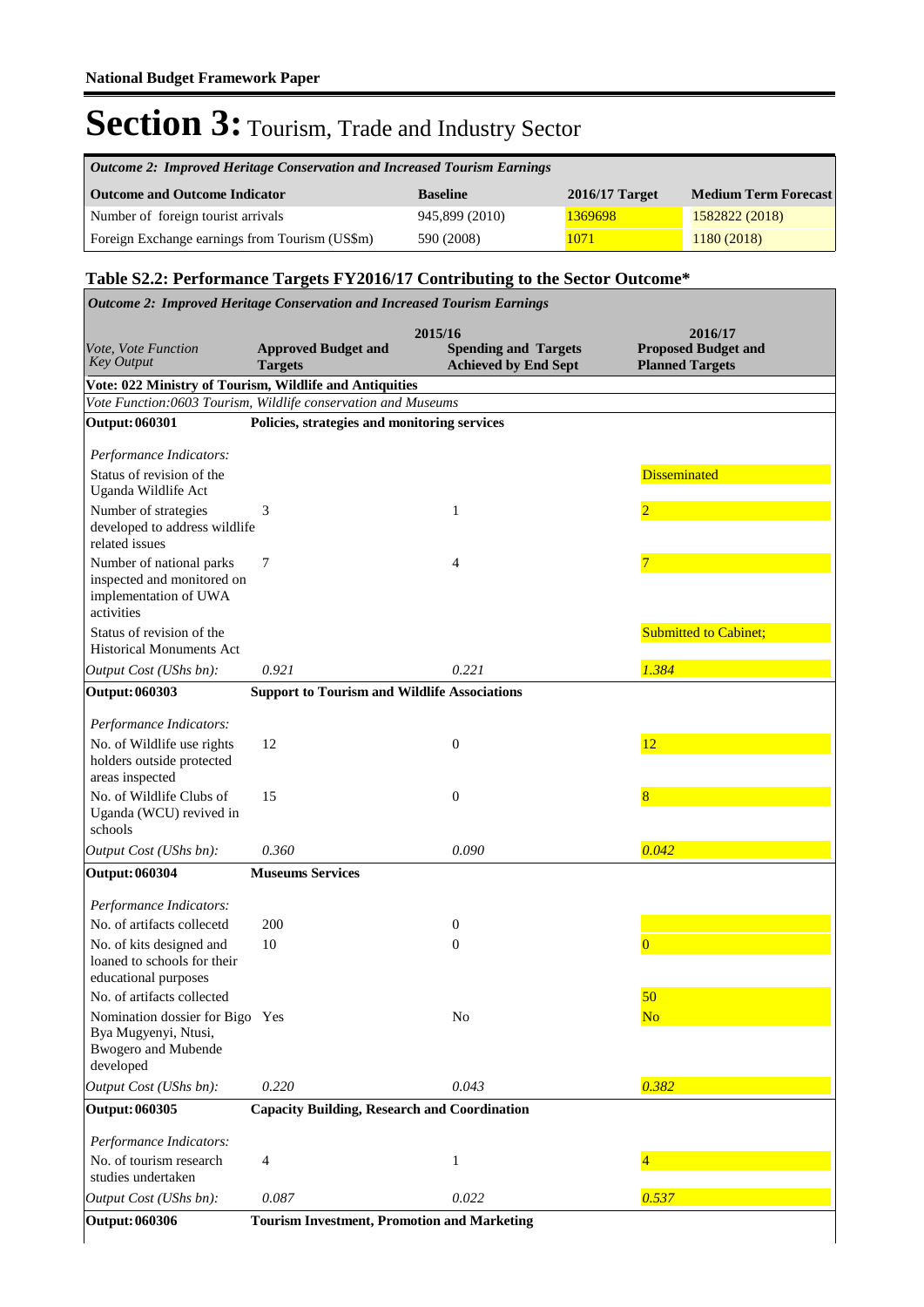**National Budget Framework Paper**

# Section 3: Tourism, Trade and Industry Sector

| *Outcome 2: Improved Heritage Conservation and Increased Tourism Earnings* | | | |
|---|---|---|---|
| **Outcome and Outcome Indicator** | **Baseline** | **2016/17 Target** | **Medium Term Forecast** |
| Number of foreign tourist arrivals | 945,899 (2010) | 1369698 | 1582822 (2018) |
| Foreign Exchange earnings from Tourism (US$m) | 590 (2008) | 1071 | 1180 (2018) |

## Table S2.2: Performance Targets FY2016/17 Contributing to the Sector Outcome*

| *Outcome 2: Improved Heritage Conservation and Increased Tourism Earnings* | | | |
|---|---|---|---|
| | **2015/16** | | **2016/17** |
| *Vote, Vote Function Key Output* | **Approved Budget and Targets** | **Spending and Targets Achieved by End Sept** | **Proposed Budget and Planned Targets** |
| **Vote: 022 Ministry of Tourism, Wildlife and Antiquities** | | | |
| *Vote Function:0603 Tourism, Wildlife conservation and Museums* | | | |
| **Output: 060301** | **Policies, strategies and monitoring services** | | |
| *Performance Indicators:* | | | |
| Status of revision of the Uganda Wildlife Act | | | Disseminated |
| Number of strategies developed to address wildlife related issues | 3 | 1 | 2 |
| Number of national parks inspected and monitored on implementation of UWA activities | 7 | 4 | 7 |
| Status of revision of the Historical Monuments Act | | | Submitted to Cabinet; |
| *Output Cost (UShs bn):* | *0.921* | *0.221* | *1.384* |
| **Output: 060303** | **Support to Tourism and Wildlife Associations** | | |
| *Performance Indicators:* | | | |
| No. of Wildlife use rights holders outside protected areas inspected | 12 | 0 | 12 |
| No. of Wildlife Clubs of Uganda (WCU) revived in schools | 15 | 0 | 8 |
| *Output Cost (UShs bn):* | *0.360* | *0.090* | *0.042* |
| **Output: 060304** | **Museums Services** | | |
| *Performance Indicators:* | | | |
| No. of artifacts collecetd | 200 | 0 | |
| No. of kits designed and loaned to schools for their educational purposes | 10 | 0 | 0 |
| No. of artifacts collected | | | 50 |
| Nomination dossier for Bigo Bya Mugyenyi, Ntusi, Bwogero and Mubende developed | Yes | No | No |
| *Output Cost (UShs bn):* | *0.220* | *0.043* | *0.382* |
| **Output: 060305** | **Capacity Building, Research and Coordination** | | |
| *Performance Indicators:* | | | |
| No. of tourism research studies undertaken | 4 | 1 | 4 |
| *Output Cost (UShs bn):* | *0.087* | *0.022* | *0.537* |
| **Output: 060306** | **Tourism Investment, Promotion and Marketing** | | |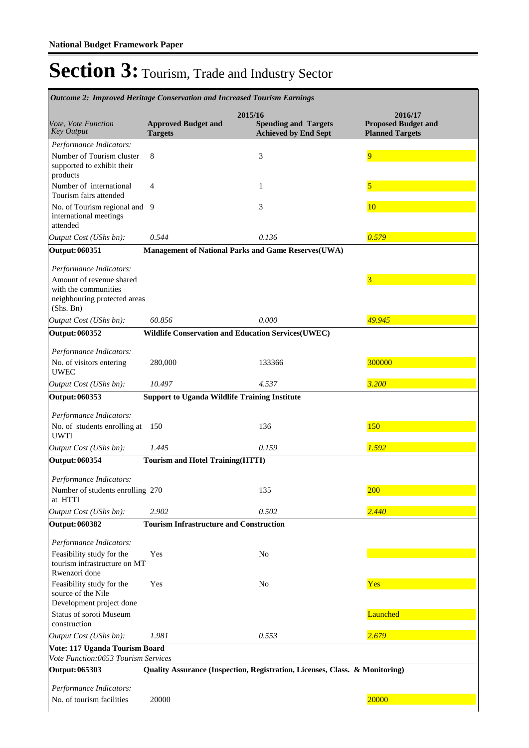# Section 3: Tourism, Trade and Industry Sector

| *Outcome 2: Improved Heritage Conservation and Increased Tourism Earnings* | | | |
|---|---|---|---|
| | 2015/16 | | 2016/17 |
| *Vote, Vote Function Key Output* | **Approved Budget and Targets** | **Spending and Targets Achieved by End Sept** | **Proposed Budget and Planned Targets** |
| *Performance Indicators:* | | | |
| Number of Tourism cluster supported to exhibit their products | 8 | 3 | 9 |
| Number of international Tourism fairs attended | 4 | 1 | 5 |
| No. of Tourism regional and international meetings attended | 9 | 3 | 10 |
| *Output Cost (UShs bn):* | *0.544* | *0.136* | *0.579* |
| **Output: 060351** | **Management of National Parks and Game Reserves(UWA)** | | |
| *Performance Indicators:* | | | |
| Amount of revenue shared with the communities neighbouring protected areas (Shs. Bn) | | | 3 |
| *Output Cost (UShs bn):* | *60.856* | *0.000* | *49.945* |
| **Output: 060352** | **Wildlife Conservation and Education Services(UWEC)** | | |
| *Performance Indicators:* | | | |
| No. of visitors entering UWEC | 280,000 | 133366 | 300000 |
| *Output Cost (UShs bn):* | *10.497* | *4.537* | *3.200* |
| **Output: 060353** | **Support to Uganda Wildlife Training Institute** | | |
| *Performance Indicators:* | | | |
| No. of students enrolling at UWTI | 150 | 136 | 150 |
| *Output Cost (UShs bn):* | *1.445* | *0.159* | *1.592* |
| **Output: 060354** | **Tourism and Hotel Training(HTTI)** | | |
| *Performance Indicators:* | | | |
| Number of students enrolling at HTTI | 270 | 135 | 200 |
| *Output Cost (UShs bn):* | *2.902* | *0.502* | *2.440* |
| **Output: 060382** | **Tourism Infrastructure and Construction** | | |
| *Performance Indicators:* | | | |
| Feasibility study for the tourism infrastructure on MT Rwenzori done | Yes | No | |
| Feasibility study for the source of the Nile Development project done | Yes | No | Yes |
| Status of soroti Museum construction | | | Launched |
| *Output Cost (UShs bn):* | *1.981* | *0.553* | *2.679* |
| **Vote: 117 Uganda Tourism Board** | | | |
| *Vote Function:0653 Tourism Services* | | | |
| **Output: 065303** | **Quality Assurance (Inspection, Registration, Licenses, Class. & Monitoring)** | | |
| *Performance Indicators:* | | | |
| No. of tourism facilities | 20000 | | 20000 |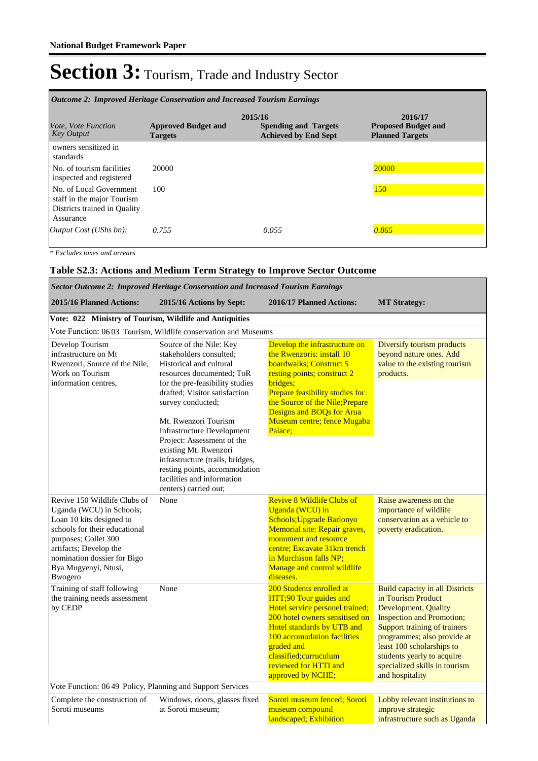**National Budget Framework Paper**

# Section 3: Tourism, Trade and Industry Sector

| *Outcome 2: Improved Heritage Conservation and Increased Tourism Earnings* | | | |
|---|---|---|---|
| | 2015/16 | | 2016/17 |
| *Vote, Vote Function Key Output* | **Approved Budget and Targets** | **Spending and Targets Achieved by End Sept** | **Proposed Budget and Planned Targets** |
| owners sensitized in standards | | | |
| No. of tourism facilities inspected and registered | 20000 | | 20000 |
| No. of Local Government staff in the major Tourism Districts trained in Quality Assurance | 100 | | 150 |
| *Output Cost (UShs bn):* | *0.755* | *0.055* | *0.865* |

*\* Excludes taxes and arrears*

## Table S2.3: Actions and Medium Term Strategy to Improve Sector Outcome

| *Sector Outcome 2: Improved Heritage Conservation and Increased Tourism Earnings* | | | |
|---|---|---|---|
| **2015/16 Planned Actions:** | **2015/16 Actions by Sept:** | **2016/17 Planned Actions:** | **MT Strategy:** |
| **Vote: 022 Ministry of Tourism, Wildlife and Antiquities** | | | |
| Vote Function: 06 03 Tourism, Wildlife conservation and Museums | | | |
| Develop Tourism infrastructure on Mt Rwenzori, Source of the Nile, Work on Tourism information centres, | Source of the Nile: Key stakeholders consulted; Historical and cultural resources documented; ToR for the pre-feasibility studies drafted; Visitor satisfaction survey conducted;<br><br>Mt. Rwenzori Tourism Infrastructure Development Project: Assessment of the existing Mt. Rwenzori infrastructure (trails, bridges, resting points, accommodation facilities and information centers) carried out; | Develop the infrastructure on the Rwenzoris: install 10 boardwalks; Construct 5 resting points; construct 2 bridges;<br>Prepare feasibility studies for the Source of the Nile;Prepare Designs and BOQs for Arua Museum centre; fence Mugaba Palace; | Diversify tourism products beyond nature ones. Add value to the existing tourism products. |
| Revive 150 Wildlife Clubs of Uganda (WCU) in Schools; Loan 10 kits designed to schools for their educational purposes; Collet 300 artifacts; Develop the nomination dossier for Bigo Bya Mugyenyi, Ntusi, Bwogero | None | Revive 8 Wildlife Clubs of Uganda (WCU) in Schools;Upgrade Barlonyo Memorial site: Repair graves, monument and resource centre; Excavate 31km trench in Murchison falls NP; Manage and control wildlife diseases. | Raise awareness on the importance of wildlife conservation as a vehicle to poverty eradication. |
| Training of staff following the training needs assessment by CEDP | None | 200 Students enrolled at HTT;90 Tour guides and Hotel service personel trained; 200 hotel owners sensitised on Hotel standards by UTB and 100 accomodation facilities graded and classified;curruculum reviewed for HTTI and approved by NCHE; | Build capacity in all Districts in Tourism Product Development, Quality Inspection and Promotion; Support training of trainers programmes; also provide at least 100 scholarships to students yearly to acquire specialized skills in tourism and hospitality |
| Vote Function: 06 49 Policy, Planning and Support Services | | | |
| Complete the construction of Soroti museums | Windows, doors, glasses fixed at Soroti museum; | Soroti museum fenced; Soroti museum compound landscaped; Exhibition | Lobby relevant institutions to improve strategic infrastructure such as Uganda |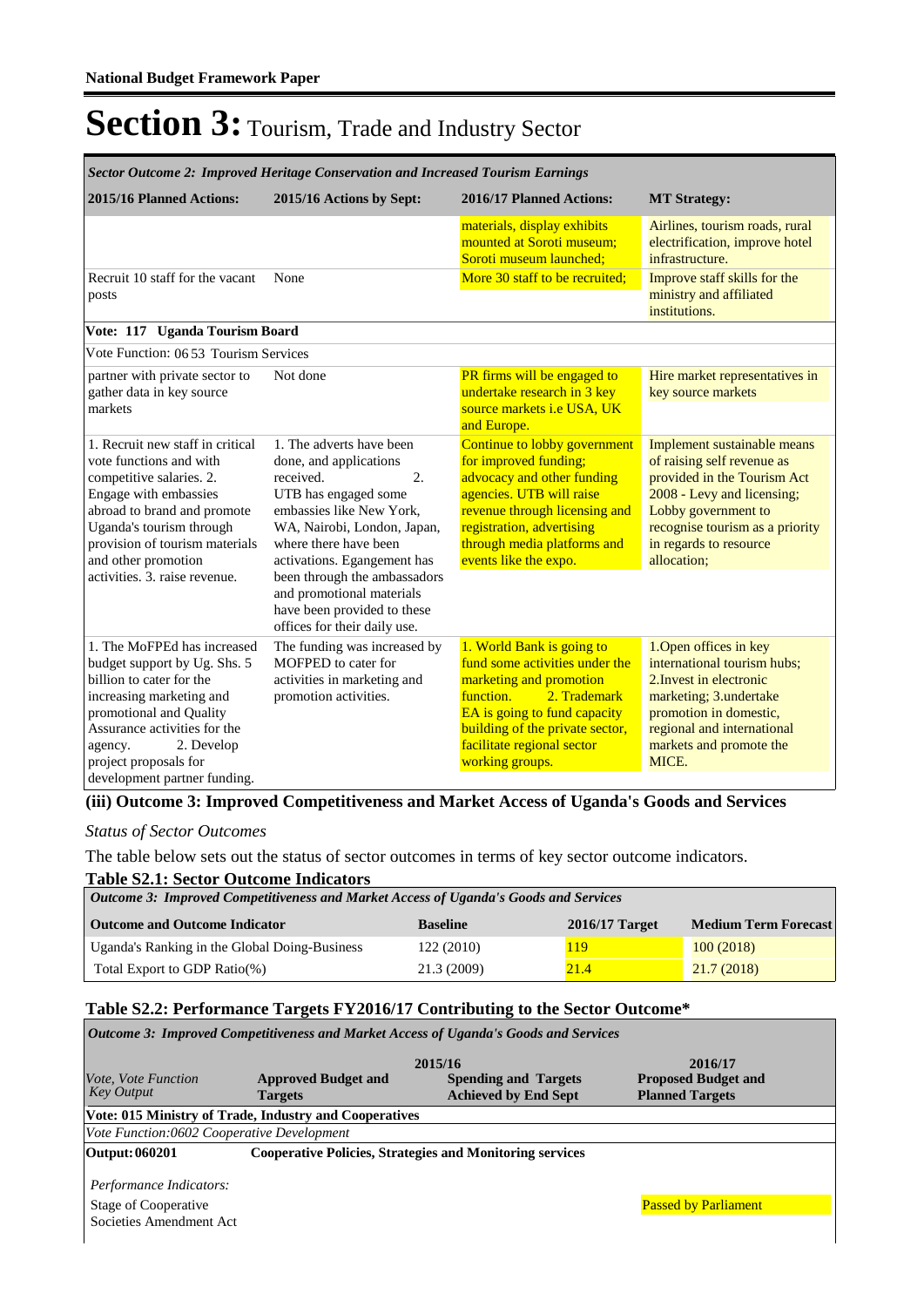# Section 3: Tourism, Trade and Industry Sector

| *Sector Outcome 2: Improved Heritage Conservation and Increased Tourism Earnings* | | | |
|---|---|---|---|
| **2015/16 Planned Actions:** | **2015/16 Actions by Sept:** | **2016/17 Planned Actions:** | **MT Strategy:** |
| | | materials, display exhibits mounted at Soroti museum; Soroti museum launched; | Airlines, tourism roads, rural electrification, improve hotel infrastructure. |
| Recruit 10 staff for the vacant posts | None | More 30 staff to be recruited; | Improve staff skills for the ministry and affiliated institutions. |
| **Vote: 117 Uganda Tourism Board** | | | |
| Vote Function: 06 53 Tourism Services | | | |
| partner with private sector to gather data in key source markets | Not done | PR firms will be engaged to undertake research in 3 key source markets i.e USA, UK and Europe. | Hire market representatives in key source markets |
| 1. Recruit new staff in critical vote functions and with competitive salaries. 2. Engage with embassies abroad to brand and promote Uganda's tourism through provision of tourism materials and other promotion activities. 3. raise revenue. | 1. The adverts have been done, and applications received. 2. UTB has engaged some embassies like New York, WA, Nairobi, London, Japan, where there have been activations. Egangement has been through the ambassadors and promotional materials have been provided to these offices for their daily use. | Continue to lobby government for improved funding; advocacy and other funding agencies. UTB will raise revenue through licensing and registration, advertising through media platforms and events like the expo. | Implement sustainable means of raising self revenue as provided in the Tourism Act 2008 - Levy and licensing; Lobby government to recognise tourism as a priority in regards to resource allocation; |
| 1. The MoFPEd has increased budget support by Ug. Shs. 5 billion to cater for the increasing marketing and promotional and Quality Assurance activities for the agency. 2. Develop project proposals for development partner funding. | The funding was increased by MOFPED to cater for activities in marketing and promotion activities. | 1. World Bank is going to fund some activities under the marketing and promotion function. 2. Trademark EA is going to fund capacity building of the private sector, facilitate regional sector working groups. | 1.Open offices in key international tourism hubs; 2.Invest in electronic marketing; 3.undertake promotion in domestic, regional and international markets and promote the MICE. |

### (iii) Outcome 3: Improved Competitiveness and Market Access of Uganda's Goods and Services

*Status of Sector Outcomes*

The table below sets out the status of sector outcomes in terms of key sector outcome indicators.

### Table S2.1: Sector Outcome Indicators

| *Outcome 3: Improved Competitiveness and Market Access of Uganda's Goods and Services* | | | |
|---|---|---|---|
| **Outcome and Outcome Indicator** | **Baseline** | **2016/17 Target** | **Medium Term Forecast** |
| Uganda's Ranking in the Global Doing-Business | 122 (2010) | 119 | 100 (2018) |
| Total Export to GDP Ratio(%) | 21.3 (2009) | 21.4 | 21.7 (2018) |

### Table S2.2: Performance Targets FY2016/17 Contributing to the Sector Outcome*

| *Outcome 3: Improved Competitiveness and Market Access of Uganda's Goods and Services* | | | |
|---|---|---|---|
| | 2015/16 | | 2016/17 |
| *Vote, Vote Function Key Output* | **Approved Budget and Targets** | **Spending and Targets Achieved by End Sept** | **Proposed Budget and Planned Targets** |
| **Vote: 015 Ministry of Trade, Industry and Cooperatives** | | | |
| *Vote Function:0602 Cooperative Development* | | | |
| **Output: 060201** | **Cooperative Policies, Strategies and Monitoring services** | | |
| *Performance Indicators:* | | | |
| Stage of Cooperative Societies Amendment Act | | | Passed by Parliament |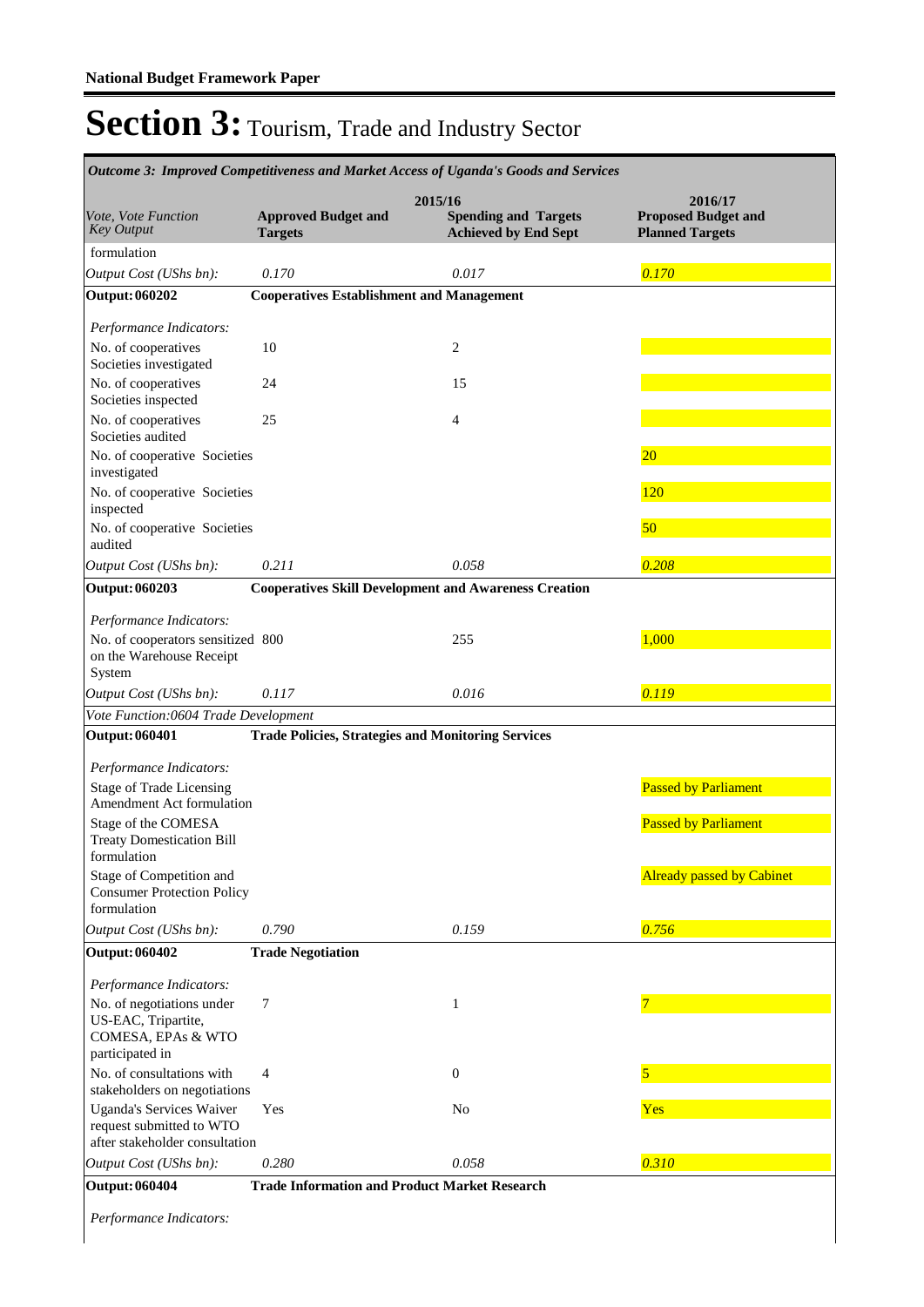**National Budget Framework Paper**

# Section 3: Tourism, Trade and Industry Sector

*Outcome 3: Improved Competitiveness and Market Access of Uganda's Goods and Services*

| *Vote, Vote Function Key Output* | 2015/16 **Approved Budget and Targets** | **Spending and Targets Achieved by End Sept** | 2016/17 **Proposed Budget and Planned Targets** |
|---|---|---|---|
| formulation | | | |
| *Output Cost (UShs bn):* | *0.170* | *0.017* | *0.170* |
| **Output: 060202** | **Cooperatives Establishment and Management** | | |
| *Performance Indicators:* | | | |
| No. of cooperatives Societies investigated | 10 | 2 | |
| No. of cooperatives Societies inspected | 24 | 15 | |
| No. of cooperatives Societies audited | 25 | 4 | |
| No. of cooperative Societies investigated | | | 20 |
| No. of cooperative Societies inspected | | | 120 |
| No. of cooperative Societies audited | | | 50 |
| *Output Cost (UShs bn):* | *0.211* | *0.058* | *0.208* |
| **Output: 060203** | **Cooperatives Skill Development and Awareness Creation** | | |
| *Performance Indicators:* | | | |
| No. of cooperators sensitized on the Warehouse Receipt System | 800 | 255 | 1,000 |
| *Output Cost (UShs bn):* | *0.117* | *0.016* | *0.119* |
| *Vote Function:0604 Trade Development* | | | |
| **Output: 060401** | **Trade Policies, Strategies and Monitoring Services** | | |
| *Performance Indicators:* | | | |
| Stage of Trade Licensing Amendment Act formulation | | | Passed by Parliament |
| Stage of the COMESA Treaty Domestication Bill formulation | | | Passed by Parliament |
| Stage of Competition and Consumer Protection Policy formulation | | | Already passed by Cabinet |
| *Output Cost (UShs bn):* | *0.790* | *0.159* | *0.756* |
| **Output: 060402** | **Trade Negotiation** | | |
| *Performance Indicators:* | | | |
| No. of negotiations under US-EAC, Tripartite, COMESA, EPAs & WTO participated in | 7 | 1 | 7 |
| No. of consultations with stakeholders on negotiations | 4 | 0 | 5 |
| Uganda's Services Waiver request submitted to WTO after stakeholder consultation | Yes | No | Yes |
| *Output Cost (UShs bn):* | *0.280* | *0.058* | *0.310* |
| **Output: 060404** | **Trade Information and Product Market Research** | | |
| *Performance Indicators:* | | | |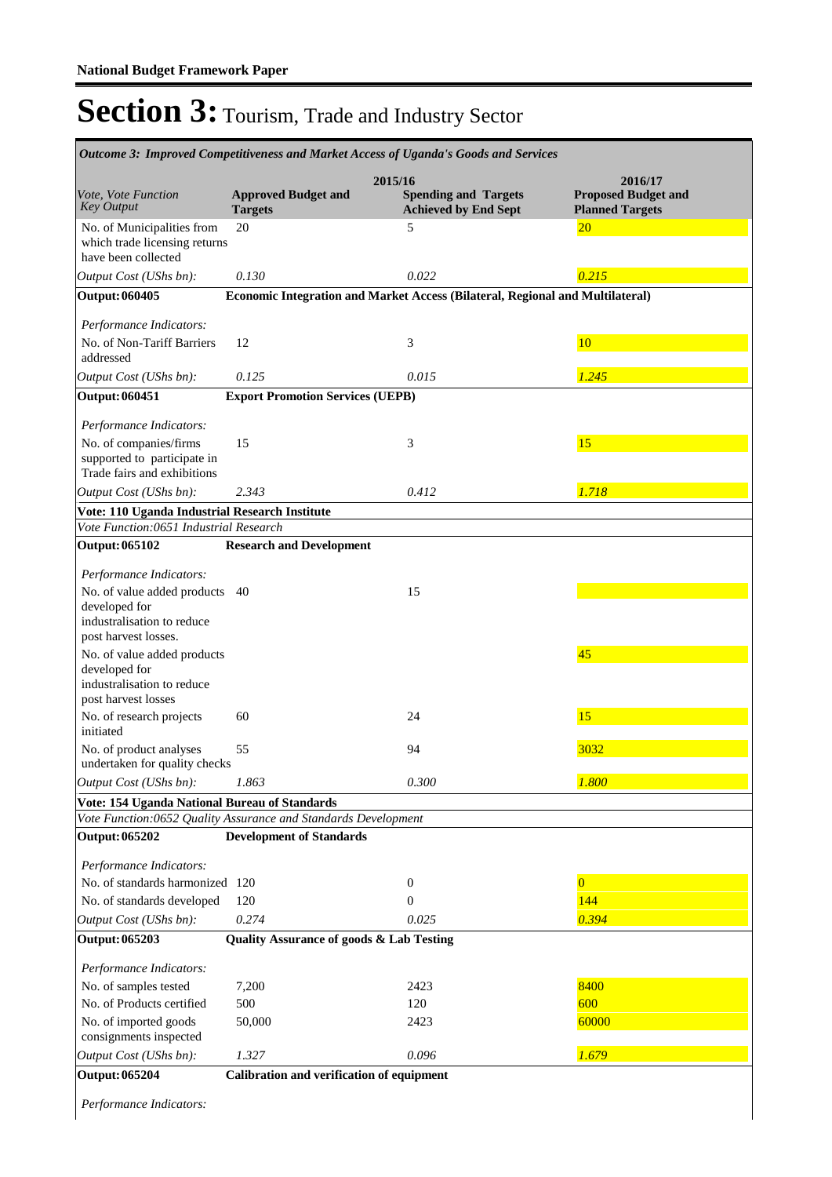# Section 3: Tourism, Trade and Industry Sector

| *Outcome 3: Improved Competitiveness and Market Access of Uganda's Goods and Services* | | | |
|---|---|---|---|
| | 2015/16 | | 2016/17 |
| *Vote, Vote Function Key Output* | **Approved Budget and Targets** | **Spending and Targets Achieved by End Sept** | **Proposed Budget and Planned Targets** |
| No. of Municipalities from which trade licensing returns have been collected | 20 | 5 | 20 |
| *Output Cost (UShs bn):* | *0.130* | *0.022* | *0.215* |
| **Output: 060405** | **Economic Integration and Market Access (Bilateral, Regional and Multilateral)** | | |
| *Performance Indicators:* | | | |
| No. of Non-Tariff Barriers addressed | 12 | 3 | 10 |
| *Output Cost (UShs bn):* | *0.125* | *0.015* | *1.245* |
| **Output: 060451** | **Export Promotion Services (UEPB)** | | |
| *Performance Indicators:* | | | |
| No. of companies/firms supported to participate in Trade fairs and exhibitions | 15 | 3 | 15 |
| *Output Cost (UShs bn):* | *2.343* | *0.412* | *1.718* |
| **Vote: 110 Uganda Industrial Research Institute** | | | |
| *Vote Function:0651 Industrial Research* | | | |
| **Output: 065102** | **Research and Development** | | |
| *Performance Indicators:* | | | |
| No. of value added products developed for industrialisation to reduce post harvest losses. | 40 | 15 | |
| No. of value added products developed for industrialisation to reduce post harvest losses | | | 45 |
| No. of research projects initiated | 60 | 24 | 15 |
| No. of product analyses undertaken for quality checks | 55 | 94 | 3032 |
| *Output Cost (UShs bn):* | *1.863* | *0.300* | *1.800* |
| **Vote: 154 Uganda National Bureau of Standards** | | | |
| *Vote Function:0652 Quality Assurance and Standards Development* | | | |
| **Output: 065202** | **Development of Standards** | | |
| *Performance Indicators:* | | | |
| No. of standards harmonized | 120 | 0 | 0 |
| No. of standards developed | 120 | 0 | 144 |
| *Output Cost (UShs bn):* | *0.274* | *0.025* | *0.394* |
| **Output: 065203** | **Quality Assurance of goods & Lab Testing** | | |
| *Performance Indicators:* | | | |
| No. of samples tested | 7,200 | 2423 | 8400 |
| No. of Products certified | 500 | 120 | 600 |
| No. of imported goods consignments inspected | 50,000 | 2423 | 60000 |
| *Output Cost (UShs bn):* | *1.327* | *0.096* | *1.679* |
| **Output: 065204** | **Calibration and verification of equipment** | | |
| *Performance Indicators:* | | | |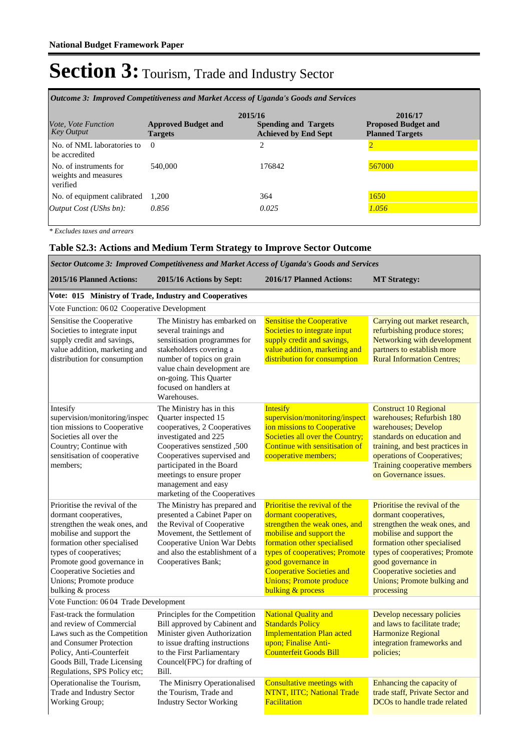# Section 3: Tourism, Trade and Industry Sector

*Outcome 3: Improved Competitiveness and Market Access of Uganda's Goods and Services*

| *Vote, Vote Function Key Output* | 2015/16 Approved Budget and Targets | 2015/16 Spending and Targets Achieved by End Sept | 2016/17 Proposed Budget and Planned Targets |
|---|---|---|---|
| No. of NML laboratories to be accredited | 0 | 2 | 2 |
| No. of instruments for weights and measures verified | 540,000 | 176842 | 567000 |
| No. of equipment calibrated | 1,200 | 364 | 1650 |
| *Output Cost (UShs bn):* | *0.856* | *0.025* | *1.056* |

*\* Excludes taxes and arrears*

### Table S2.3: Actions and Medium Term Strategy to Improve Sector Outcome

*Sector Outcome 3: Improved Competitiveness and Market Access of Uganda's Goods and Services*

| 2015/16 Planned Actions: | 2015/16 Actions by Sept: | 2016/17 Planned Actions: | MT Strategy: |
|---|---|---|---|
| **Vote: 015 Ministry of Trade, Industry and Cooperatives** | | | |
| Vote Function: 06 02 Cooperative Development | | | |
| Sensitise the Cooperative Societies to integrate input supply credit and savings, value addition, marketing and distribution for consumption | The Ministry has embarked on several trainings and sensitisation programmes for stakeholders covering a number of topics on grain value chain development are on-going. This Quarter focused on handlers at Warehouses. | Sensitise the Cooperative Societies to integrate input supply credit and savings, value addition, marketing and distribution for consumption | Carrying out market research, refurbishing produce stores; Networking with development partners to establish more Rural Information Centres; |
| Intesify supervision/monitoring/inspection missions to Cooperative Societies all over the Country; Continue with sensitisation of cooperative members; | The Ministry has in this Quarter inspected 15 cooperatives, 2 Cooperatives investigated and 225 Cooperatives senstized ,500 Cooperatives supervised and participated in the Board meetings to ensure proper management and easy marketing of the Cooperatives | Intesify supervision/monitoring/inspection missions to Cooperative Societies all over the Country; Continue with sensitisation of cooperative members; | Construct 10 Regional warehouses; Refurbish 180 warehouses; Develop standards on education and training, and best practices in operations of Cooperatives; Training cooperative members on Governance issues. |
| Prioritise the revival of the dormant cooperatives, strengthen the weak ones, and mobilise and support the formation other specialised types of cooperatives; Promote good governance in Cooperative Societies and Unions; Promote produce bulking & process | The Ministry has prepared and presented a Cabinet Paper on the Revival of Cooperative Movement, the Settlement of Cooperative Union War Debts and also the establishment of a Cooperatives Bank; | Prioritise the revival of the dormant cooperatives, strengthen the weak ones, and mobilise and support the formation other specialised types of cooperatives; Promote good governance in Cooperative Societies and Unions; Promote produce bulking & process | Prioritise the revival of the dormant cooperatives, strengthen the weak ones, and mobilise and support the formation other specialised types of cooperatives; Promote good governance in Cooperative societies and Unions; Promote bulking and processing |
| Vote Function: 06 04 Trade Development | | | |
| Fast-track the formulation and review of Commercial Laws such as the Competition and Consumer Protection Policy, Anti-Counterfeit Goods Bill, Trade Licensing Regulations, SPS Policy etc; | Principles for the Competition Bill approved by Cabinent and Minister given Authorization to issue drafting instructions to the First Parliamentary Councel(FPC) for drafting of Bill. | National Quality and Standards Policy Implementation Plan acted upon; Finalise Anti-Counterfeit Goods Bill | Develop necessary policies and laws to facilitate trade; Harmonize Regional integration frameworks and policies; |
| Operationalise the Tourism, Trade and Industry Sector Working Group; | The Minisrry Operationalised the Tourism, Trade and Industry Sector Working | Consultative meetings with NTNT, IITC; National Trade Facilitation | Enhancing the capacity of trade staff, Private Sector and DCOs to handle trade related |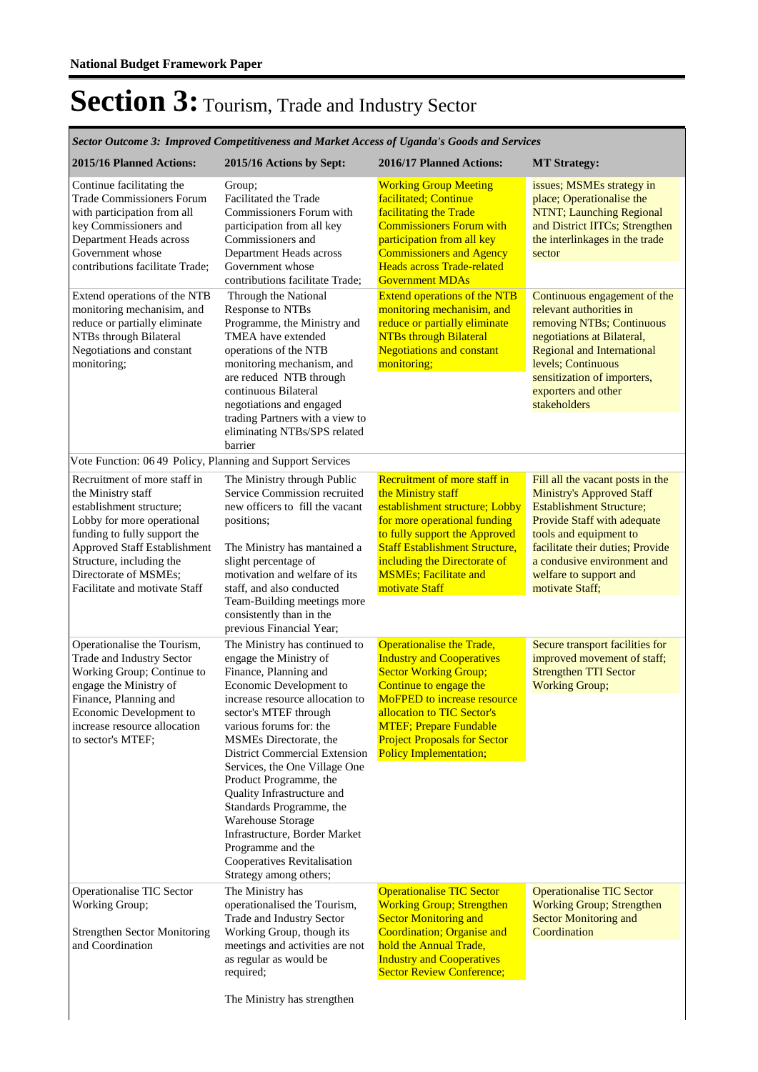**National Budget Framework Paper**

# Section 3: Tourism, Trade and Industry Sector

| *Sector Outcome 3: Improved Competitiveness and Market Access of Uganda's Goods and Services* | | | |
|---|---|---|---|
| **2015/16 Planned Actions:** | **2015/16 Actions by Sept:** | **2016/17 Planned Actions:** | **MT Strategy:** |
| Continue facilitating the Trade Commissioners Forum with participation from all key Commissioners and Department Heads across Government whose contributions facilitate Trade; | Group;<br>Facilitated the Trade Commissioners Forum with participation from all key Commissioners and Department Heads across Government whose contributions facilitate Trade; | Working Group Meeting facilitated; Continue facilitating the Trade Commissioners Forum with participation from all key Commissioners and Agency Heads across Trade-related Government MDAs | issues; MSMEs strategy in place; Operationalise the NTNT; Launching Regional and District IITCs; Strengthen the interlinkages in the trade sector |
| Extend operations of the NTB monitoring mechanisim, and reduce or partially eliminate NTBs through Bilateral Negotiations and constant monitoring; | Through the National Response to NTBs Programme, the Ministry and TMEA have extended operations of the NTB monitoring mechanism, and are reduced NTB through continuous Bilateral negotiations and engaged trading Partners with a view to eliminating NTBs/SPS related barrier | Extend operations of the NTB monitoring mechanisim, and reduce or partially eliminate NTBs through Bilateral Negotiations and constant monitoring; | Continuous engagement of the relevant authorities in removing NTBs; Continuous negotiations at Bilateral, Regional and International levels; Continuous sensitization of importers, exporters and other stakeholders |
| Vote Function: 06 49 Policy, Planning and Support Services | | | |
| Recruitment of more staff in the Ministry staff establishment structure; Lobby for more operational funding to fully support the Approved Staff Establishment Structure, including the Directorate of MSMEs; Facilitate and motivate Staff | The Ministry through Public Service Commission recruited new officers to fill the vacant positions;<br><br>The Ministry has mantained a slight percentage of motivation and welfare of its staff, and also conducted Team-Building meetings more consistently than in the previous Financial Year; | Recruitment of more staff in the Ministry staff establishment structure; Lobby for more operational funding to fully support the Approved Staff Establishment Structure, including the Directorate of MSMEs; Facilitate and motivate Staff | Fill all the vacant posts in the Ministry's Approved Staff Establishment Structure; Provide Staff with adequate tools and equipment to facilitate their duties; Provide a condusive environment and welfare to support and motivate Staff; |
| Operationalise the Tourism, Trade and Industry Sector Working Group; Continue to engage the Ministry of Finance, Planning and Economic Development to increase resource allocation to sector's MTEF; | The Ministry has continued to engage the Ministry of Finance, Planning and Economic Development to increase resource allocation to sector's MTEF through various forums for: the MSMEs Directorate, the District Commercial Extension Services, the One Village One Product Programme, the Quality Infrastructure and Standards Programme, the Warehouse Storage Infrastructure, Border Market Programme and the Cooperatives Revitalisation Strategy among others; | Operationalise the Trade, Industry and Cooperatives Sector Working Group; Continue to engage the MoFPED to increase resource allocation to TIC Sector's MTEF; Prepare Fundable Project Proposals for Sector Policy Implementation; | Secure transport facilities for improved movement of staff; Strengthen TTI Sector Working Group; |
| Operationalise TIC Sector Working Group;<br><br>Strengthen Sector Monitoring and Coordination | The Ministry has operationalised the Tourism, Trade and Industry Sector Working Group, though its meetings and activities are not as regular as would be required;<br><br>The Ministry has strengthen | Operationalise TIC Sector Working Group; Strengthen Sector Monitoring and Coordination; Organise and hold the Annual Trade, Industry and Cooperatives Sector Review Conference; | Operationalise TIC Sector Working Group; Strengthen Sector Monitoring and Coordination |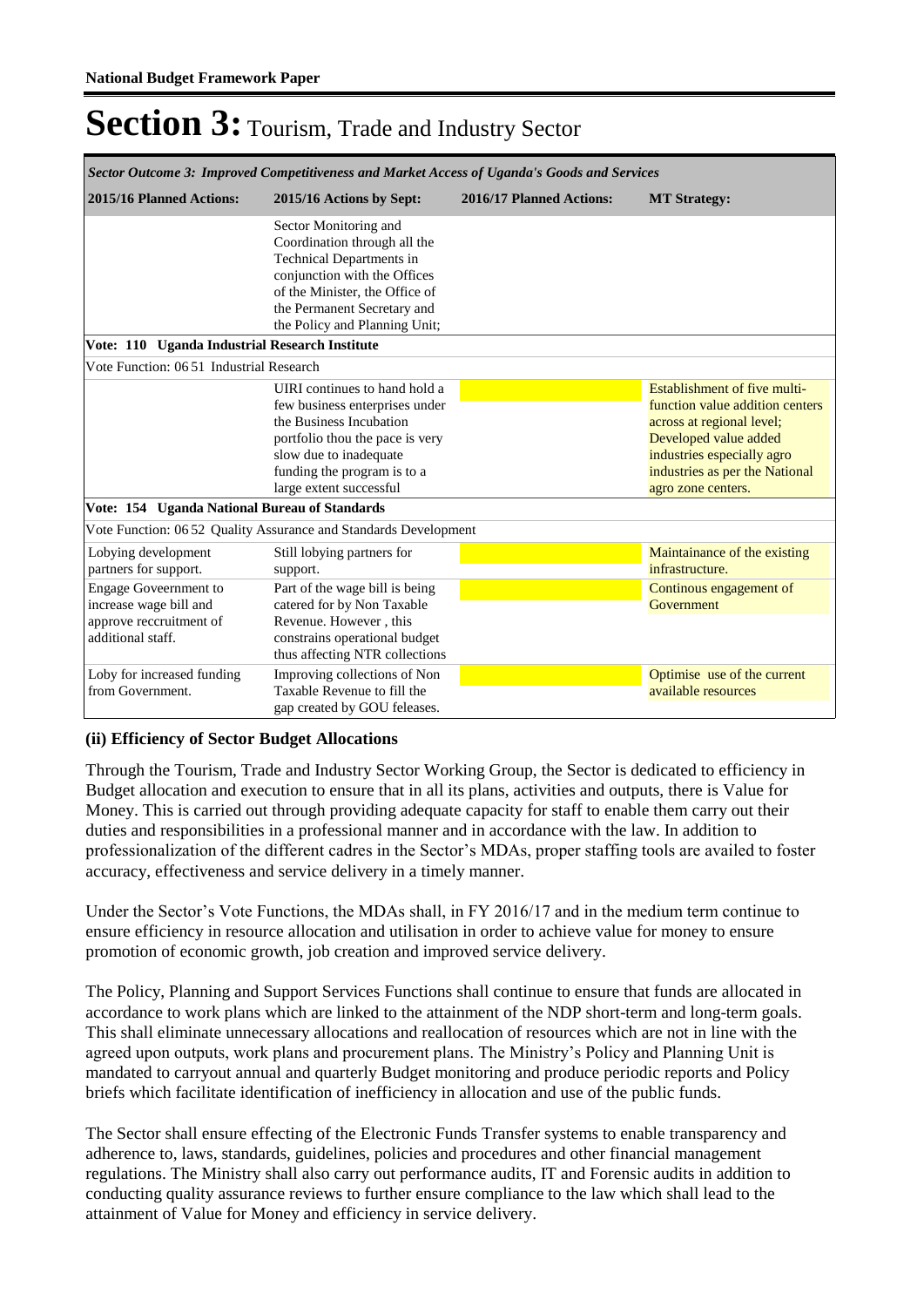# Section 3: Tourism, Trade and Industry Sector

| *Sector Outcome 3: Improved Competitiveness and Market Access of Uganda's Goods and Services* | | | |
|---|---|---|---|
| **2015/16 Planned Actions:** | **2015/16 Actions by Sept:** | **2016/17 Planned Actions:** | **MT Strategy:** |
| | Sector Monitoring and Coordination through all the Technical Departments in conjunction with the Offices of the Minister, the Office of the Permanent Secretary and the Policy and Planning Unit; | | |
| **Vote: 110 Uganda Industrial Research Institute** | | | |
| Vote Function: 06 51 Industrial Research | | | |
| | UIRI continues to hand hold a few business enterprises under the Business Incubation portfolio thou the pace is very slow due to inadequate funding the program is to a large extent successful | | Establishment of five multi-function value addition centers across at regional level; Developed value added industries especially agro industries as per the National agro zone centers. |
| **Vote: 154 Uganda National Bureau of Standards** | | | |
| Vote Function: 06 52 Quality Assurance and Standards Development | | | |
| Lobying development partners for support. | Still lobying partners for support. | | Maintainance of the existing infrastructure. |
| Engage Goveernment to increase wage bill and approve reccruitment of additional staff. | Part of the wage bill is being catered for by Non Taxable Revenue. However , this constrains operational budget thus affecting NTR collections | | Continous engagement of Government |
| Loby for increased funding from Government. | Improving collections of Non Taxable Revenue to fill the gap created by GOU feleases. | | Optimise use of the current available resources |

### (ii) Efficiency of Sector Budget Allocations

Through the Tourism, Trade and Industry Sector Working Group, the Sector is dedicated to efficiency in Budget allocation and execution to ensure that in all its plans, activities and outputs, there is Value for Money. This is carried out through providing adequate capacity for staff to enable them carry out their duties and responsibilities in a professional manner and in accordance with the law. In addition to professionalization of the different cadres in the Sector's MDAs, proper staffing tools are availed to foster accuracy, effectiveness and service delivery in a timely manner.

Under the Sector's Vote Functions, the MDAs shall, in FY 2016/17 and in the medium term continue to ensure efficiency in resource allocation and utilisation in order to achieve value for money to ensure promotion of economic growth, job creation and improved service delivery.

The Policy, Planning and Support Services Functions shall continue to ensure that funds are allocated in accordance to work plans which are linked to the attainment of the NDP short-term and long-term goals. This shall eliminate unnecessary allocations and reallocation of resources which are not in line with the agreed upon outputs, work plans and procurement plans. The Ministry's Policy and Planning Unit is mandated to carryout annual and quarterly Budget monitoring and produce periodic reports and Policy briefs which facilitate identification of inefficiency in allocation and use of the public funds.

The Sector shall ensure effecting of the Electronic Funds Transfer systems to enable transparency and adherence to, laws, standards, guidelines, policies and procedures and other financial management regulations. The Ministry shall also carry out performance audits, IT and Forensic audits in addition to conducting quality assurance reviews to further ensure compliance to the law which shall lead to the attainment of Value for Money and efficiency in service delivery.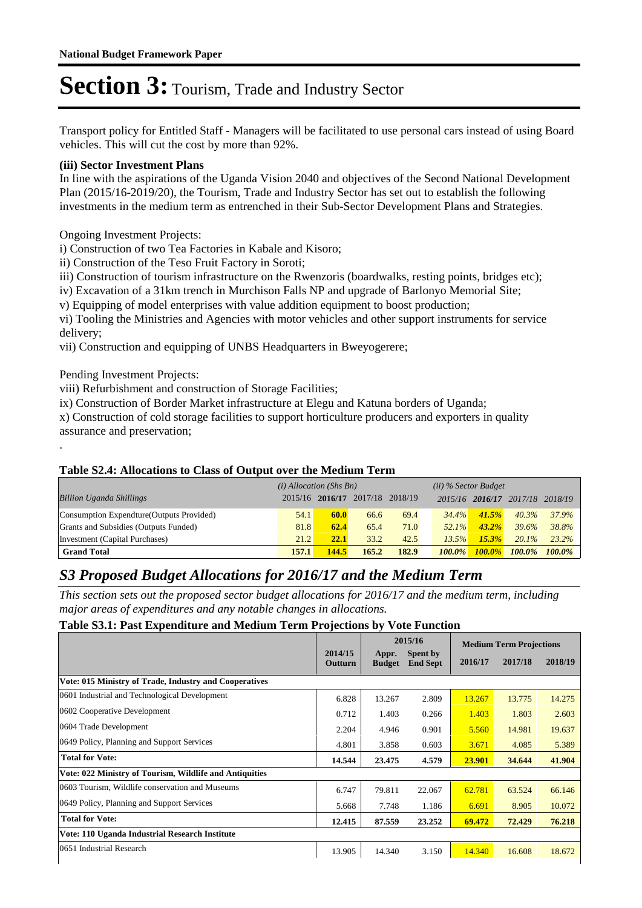# Section 3: Tourism, Trade and Industry Sector

Transport policy for Entitled Staff - Managers will be facilitated to use personal cars instead of using Board vehicles. This will cut the cost by more than 92%.

**(iii) Sector Investment Plans**

In line with the aspirations of the Uganda Vision 2040 and objectives of the Second National Development Plan (2015/16-2019/20), the Tourism, Trade and Industry Sector has set out to establish the following investments in the medium term as entrenched in their Sub-Sector Development Plans and Strategies.

Ongoing Investment Projects:

i) Construction of two Tea Factories in Kabale and Kisoro;

ii) Construction of the Teso Fruit Factory in Soroti;

iii) Construction of tourism infrastructure on the Rwenzoris (boardwalks, resting points, bridges etc);

iv) Excavation of a 31km trench in Murchison Falls NP and upgrade of Barlonyo Memorial Site;

v) Equipping of model enterprises with value addition equipment to boost production;

vi) Tooling the Ministries and Agencies with motor vehicles and other support instruments for service delivery;

vii) Construction and equipping of UNBS Headquarters in Bweyogerere;

Pending Investment Projects:

viii) Refurbishment and construction of Storage Facilities;

ix) Construction of Border Market infrastructure at Elegu and Katuna borders of Uganda;

x) Construction of cold storage facilities to support horticulture producers and exporters in quality assurance and preservation;

.

**Table S2.4: Allocations to Class of Output over the Medium Term**

| | *(i) Allocation (Shs Bn)* | | | | *(ii) % Sector Budget* | | | |
|---|---|---|---|---|---|---|---|---|
| *Billion Uganda Shillings* | 2015/16 | **2016/17** | 2017/18 | 2018/19 | 2015/16 | **2016/17** | 2017/18 | 2018/19 |
| Consumption Expendture(Outputs Provided) | 54.1 | **60.0** | 66.6 | 69.4 | *34.4%* | ***41.5%*** | *40.3%* | *37.9%* |
| Grants and Subsidies (Outputs Funded) | 81.8 | **62.4** | 65.4 | 71.0 | *52.1%* | ***43.2%*** | *39.6%* | *38.8%* |
| Investment (Capital Purchases) | 21.2 | **22.1** | 33.2 | 42.5 | *13.5%* | ***15.3%*** | *20.1%* | *23.2%* |
| **Grand Total** | **157.1** | **144.5** | **165.2** | **182.9** | ***100.0%*** | ***100.0%*** | ***100.0%*** | ***100.0%*** |

## *S3 Proposed Budget Allocations for 2016/17 and the Medium Term*

*This section sets out the proposed sector budget allocations for 2016/17 and the medium term, including major areas of expenditures and any notable changes in allocations.*

**Table S3.1: Past Expenditure and Medium Term Projections by Vote Function**

| | | 2015/16 | | Medium Term Projections | | |
|---|---|---|---|---|---|---|
| | 2014/15 Outturn | Appr. Budget | Spent by End Sept | 2016/17 | 2017/18 | 2018/19 |
| **Vote: 015 Ministry of Trade, Industry and Cooperatives** | | | | | | |
| 0601 Industrial and Technological Development | 6.828 | 13.267 | 2.809 | 13.267 | 13.775 | 14.275 |
| 0602 Cooperative Development | 0.712 | 1.403 | 0.266 | 1.403 | 1.803 | 2.603 |
| 0604 Trade Development | 2.204 | 4.946 | 0.901 | 5.560 | 14.981 | 19.637 |
| 0649 Policy, Planning and Support Services | 4.801 | 3.858 | 0.603 | 3.671 | 4.085 | 5.389 |
| **Total for Vote:** | **14.544** | **23.475** | **4.579** | **23.901** | **34.644** | **41.904** |
| **Vote: 022 Ministry of Tourism, Wildlife and Antiquities** | | | | | | |
| 0603 Tourism, Wildlife conservation and Museums | 6.747 | 79.811 | 22.067 | 62.781 | 63.524 | 66.146 |
| 0649 Policy, Planning and Support Services | 5.668 | 7.748 | 1.186 | 6.691 | 8.905 | 10.072 |
| **Total for Vote:** | **12.415** | **87.559** | **23.252** | **69.472** | **72.429** | **76.218** |
| **Vote: 110 Uganda Industrial Research Institute** | | | | | | |
| 0651 Industrial Research | 13.905 | 14.340 | 3.150 | 14.340 | 16.608 | 18.672 |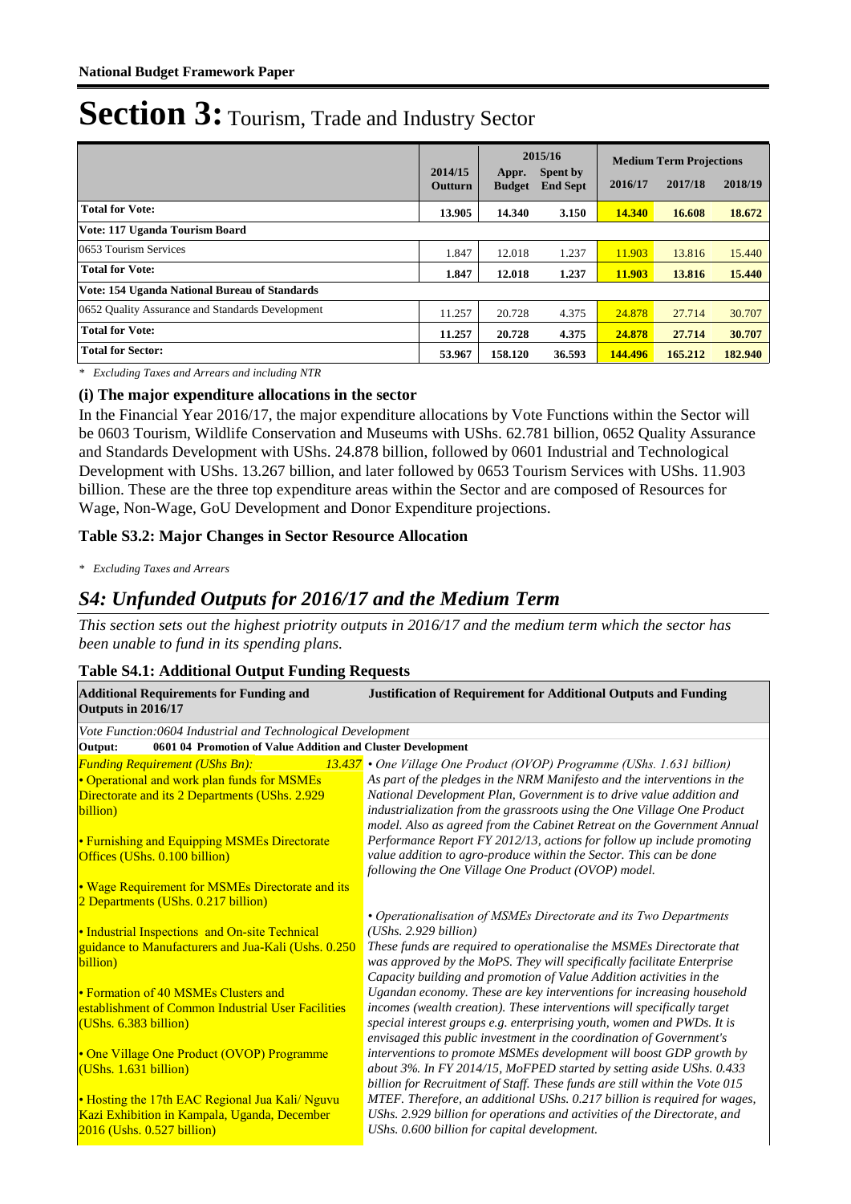# Section 3: Tourism, Trade and Industry Sector

| | 2014/15 Outturn | 2015/16 Appr. Budget | 2015/16 Spent by End Sept | Medium Term Projections 2016/17 | 2017/18 | 2018/19 |
|---|---|---|---|---|---|---|
| **Total for Vote:** | **13.905** | **14.340** | **3.150** | **14.340** | **16.608** | **18.672** |
| **Vote: 117 Uganda Tourism Board** | | | | | | |
| 0653 Tourism Services | 1.847 | 12.018 | 1.237 | 11.903 | 13.816 | 15.440 |
| **Total for Vote:** | **1.847** | **12.018** | **1.237** | **11.903** | **13.816** | **15.440** |
| **Vote: 154 Uganda National Bureau of Standards** | | | | | | |
| 0652 Quality Assurance and Standards Development | 11.257 | 20.728 | 4.375 | 24.878 | 27.714 | 30.707 |
| **Total for Vote:** | **11.257** | **20.728** | **4.375** | **24.878** | **27.714** | **30.707** |
| **Total for Sector:** | **53.967** | **158.120** | **36.593** | **144.496** | **165.212** | **182.940** |

*\* Excluding Taxes and Arrears and including NTR*

### (i) The major expenditure allocations in the sector

In the Financial Year 2016/17, the major expenditure allocations by Vote Functions within the Sector will be 0603 Tourism, Wildlife Conservation and Museums with UShs. 62.781 billion, 0652 Quality Assurance and Standards Development with UShs. 24.878 billion, followed by 0601 Industrial and Technological Development with UShs. 13.267 billion, and later followed by 0653 Tourism Services with UShs. 11.903 billion. These are the three top expenditure areas within the Sector and are composed of Resources for Wage, Non-Wage, GoU Development and Donor Expenditure projections.

### Table S3.2: Major Changes in Sector Resource Allocation

*\* Excluding Taxes and Arrears*

## *S4: Unfunded Outputs for 2016/17 and the Medium Term*

*This section sets out the highest priotrity outputs in 2016/17 and the medium term which the sector has been unable to fund in its spending plans.*

### Table S4.1: Additional Output Funding Requests

| Additional Requirements for Funding and Outputs in 2016/17 | Justification of Requirement for Additional Outputs and Funding |
|---|---|
| *Vote Function:0604 Industrial and Technological Development* | |
| **Output: 0601 04 Promotion of Value Addition and Cluster Development** | |
| *Funding Requirement (UShs Bn):* *13.437*<br>• Operational and work plan funds for MSMEs Directorate and its 2 Departments (UShs. 2.929 billion)<br>• Furnishing and Equipping MSMEs Directorate Offices (UShs. 0.100 billion)<br>• Wage Requirement for MSMEs Directorate and its 2 Departments (UShs. 0.217 billion)<br>• Industrial Inspections and On-site Technical guidance to Manufacturers and Jua-Kali (Ushs. 0.250 billion)<br>• Formation of 40 MSMEs Clusters and establishment of Common Industrial User Facilities (UShs. 6.383 billion)<br>• One Village One Product (OVOP) Programme (UShs. 1.631 billion)<br>• Hosting the 17th EAC Regional Jua Kali/ Nguvu Kazi Exhibition in Kampala, Uganda, December 2016 (Ushs. 0.527 billion) | *• One Village One Product (OVOP) Programme (UShs. 1.631 billion)*<br>*As part of the pledges in the NRM Manifesto and the interventions in the National Development Plan, Government is to drive value addition and industrialization from the grassroots using the One Village One Product model. Also as agreed from the Cabinet Retreat on the Government Annual Performance Report FY 2012/13, actions for follow up include promoting value addition to agro-produce within the Sector. This can be done following the One Village One Product (OVOP) model.*<br><br>*• Operationalisation of MSMEs Directorate and its Two Departments (UShs. 2.929 billion)*<br>*These funds are required to operationalise the MSMEs Directorate that was approved by the MoPS. They will specifically facilitate Enterprise Capacity building and promotion of Value Addition activities in the Ugandan economy. These are key interventions for increasing household incomes (wealth creation). These interventions will specifically target special interest groups e.g. enterprising youth, women and PWDs. It is envisaged this public investment in the coordination of Government's interventions to promote MSMEs development will boost GDP growth by about 3%. In FY 2014/15, MoFPED started by setting aside UShs. 0.433 billion for Recruitment of Staff. These funds are still within the Vote 015 MTEF. Therefore, an additional UShs. 0.217 billion is required for wages, UShs. 2.929 billion for operations and activities of the Directorate, and UShs. 0.600 billion for capital development.* |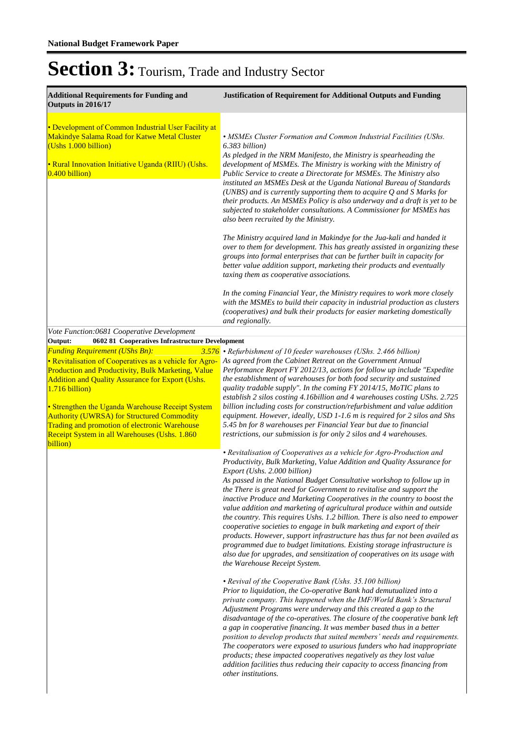# Section 3: Tourism, Trade and Industry Sector

| Additional Requirements for Funding and Outputs in 2016/17 | Justification of Requirement for Additional Outputs and Funding |
|---|---|
| • Development of Common Industrial User Facility at Makindye Salama Road for Katwe Metal Cluster (Ushs 1.000 billion)<br><br>• Rural Innovation Initiative Uganda (RIIU) (Ushs. 0.400 billion) | *• MSMEs Cluster Formation and Common Industrial Facilities (UShs. 6.383 billion)*<br>*As pledged in the NRM Manifesto, the Ministry is spearheading the development of MSMEs. The Ministry is working with the Ministry of Public Service to create a Directorate for MSMEs. The Ministry also instituted an MSMEs Desk at the Uganda National Bureau of Standards (UNBS) and is currently supporting them to acquire Q and S Marks for their products. An MSMEs Policy is also underway and a draft is yet to be subjected to stakeholder consultations. A Commissioner for MSMEs has also been recruited by the Ministry.*<br><br>*The Ministry acquired land in Makindye for the Jua-kali and handed it over to them for development. This has greatly assisted in organizing these groups into formal enterprises that can be further built in capacity for better value addition support, marketing their products and eventually taxing them as cooperative associations.*<br><br>*In the coming Financial Year, the Ministry requires to work more closely with the MSMEs to build their capacity in industrial production as clusters (cooperatives) and bulk their products for easier marketing domestically and regionally.* |
| *Vote Function:0681 Cooperative Development* | |
| **Output: 0602 81 Cooperatives Infrastructure Development** | |
| *Funding Requirement (UShs Bn):* *3.576*<br>• Revitalisation of Cooperatives as a vehicle for Agro-Production and Productivity, Bulk Marketing, Value Addition and Quality Assurance for Export (Ushs. 1.716 billion)<br><br>• Strengthen the Uganda Warehouse Receipt System Authority (UWRSA) for Structured Commodity Trading and promotion of electronic Warehouse Receipt System in all Warehouses (Ushs. 1.860 billion) | *• Refurbishment of 10 feeder warehouses (UShs. 2.466 billion)*<br>*As agreed from the Cabinet Retreat on the Government Annual Performance Report FY 2012/13, actions for follow up include "Expedite the establishment of warehouses for both food security and sustained quality tradable supply". In the coming FY 2014/15, MoTIC plans to establish 2 silos costing 4.16billion and 4 warehouses costing UShs. 2.725 billion including costs for construction/refurbishment and value addition equipment. However, ideally, USD 1-1.6 m is required for 2 silos and Shs 5.45 bn for 8 warehouses per Financial Year but due to financial restrictions, our submission is for only 2 silos and 4 warehouses.*<br><br>*• Revitalisation of Cooperatives as a vehicle for Agro-Production and Productivity, Bulk Marketing, Value Addition and Quality Assurance for Export (Ushs. 2.000 billion)*<br>*As passed in the National Budget Consultative workshop to follow up in the There is great need for Government to revitalise and support the inactive Produce and Marketing Cooperatives in the country to boost the value addition and marketing of agricultural produce within and outside the country. This requires Ushs. 1.2 billion. There is also need to empower cooperative societies to engage in bulk marketing and export of their products. However, support infrastructure has thus far not been availed as programmed due to budget limitations. Existing storage infrastructure is also due for upgrades, and sensitization of cooperatives on its usage with the Warehouse Receipt System.*<br><br>*• Revival of the Cooperative Bank (Ushs. 35.100 billion)*<br>*Prior to liquidation, the Co-operative Bank had demutualized into a private company. This happened when the IMF/World Bank's Structural Adjustment Programs were underway and this created a gap to the disadvantage of the co-operatives. The closure of the cooperative bank left a gap in cooperative financing. It was member based thus in a better position to develop products that suited members' needs and requirements. The cooperators were exposed to usurious funders who had inappropriate products; these impacted cooperatives negatively as they lost value addition facilities thus reducing their capacity to access financing from other institutions.* |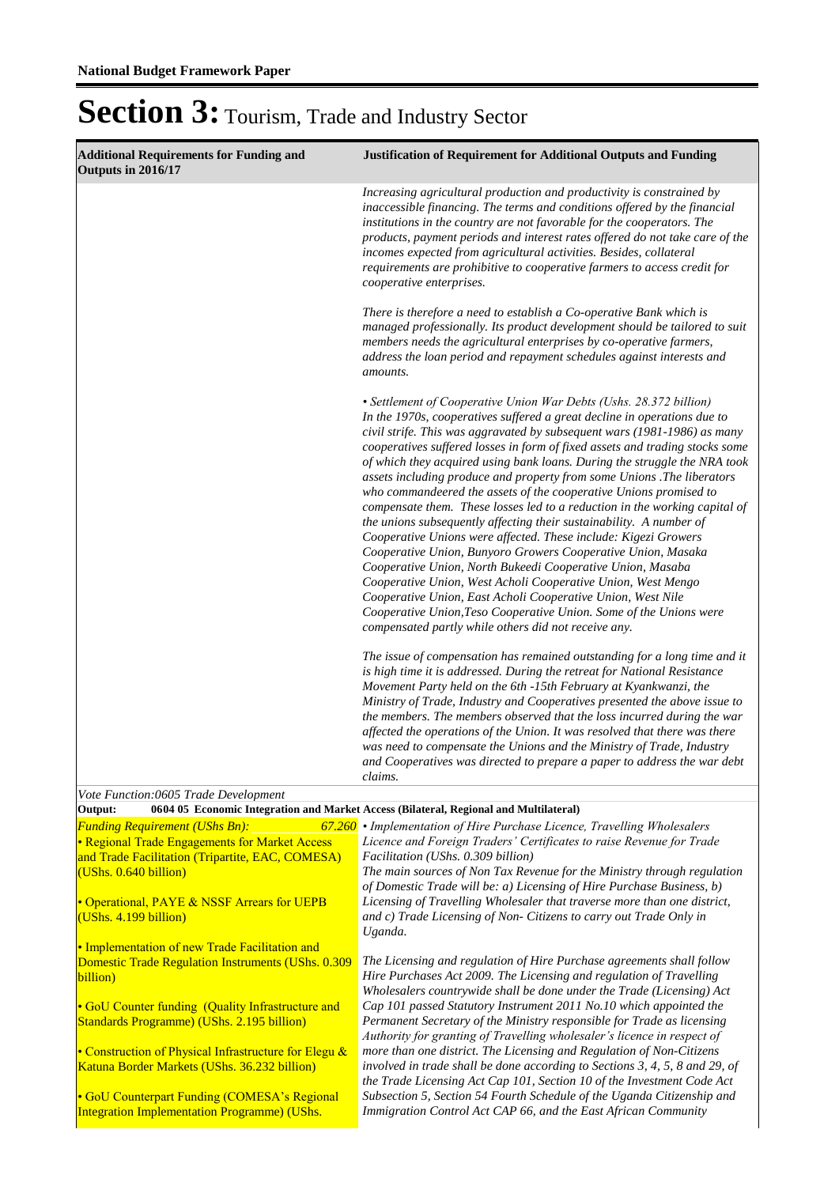# Section 3: Tourism, Trade and Industry Sector

| Additional Requirements for Funding and Outputs in 2016/17 | Justification of Requirement for Additional Outputs and Funding |
|---|---|
| | *Increasing agricultural production and productivity is constrained by inaccessible financing. The terms and conditions offered by the financial institutions in the country are not favorable for the cooperators. The products, payment periods and interest rates offered do not take care of the incomes expected from agricultural activities. Besides, collateral requirements are prohibitive to cooperative farmers to access credit for cooperative enterprises.*<br><br>*There is therefore a need to establish a Co-operative Bank which is managed professionally. Its product development should be tailored to suit members needs the agricultural enterprises by co-operative farmers, address the loan period and repayment schedules against interests and amounts.*<br><br>*• Settlement of Cooperative Union War Debts (Ushs. 28.372 billion)*<br>*In the 1970s, cooperatives suffered a great decline in operations due to civil strife. This was aggravated by subsequent wars (1981-1986) as many cooperatives suffered losses in form of fixed assets and trading stocks some of which they acquired using bank loans. During the struggle the NRA took assets including produce and property from some Unions .The liberators who commandeered the assets of the cooperative Unions promised to compensate them. These losses led to a reduction in the working capital of the unions subsequently affecting their sustainability. A number of Cooperative Unions were affected. These include: Kigezi Growers Cooperative Union, Bunyoro Growers Cooperative Union, Masaka Cooperative Union, North Bukeedi Cooperative Union, Masaba Cooperative Union, West Acholi Cooperative Union, West Mengo Cooperative Union, East Acholi Cooperative Union, West Nile Cooperative Union,Teso Cooperative Union. Some of the Unions were compensated partly while others did not receive any.*<br><br>*The issue of compensation has remained outstanding for a long time and it is high time it is addressed. During the retreat for National Resistance Movement Party held on the 6th -15th February at Kyankwanzi, the Ministry of Trade, Industry and Cooperatives presented the above issue to the members. The members observed that the loss incurred during the war affected the operations of the Union. It was resolved that there was there was need to compensate the Unions and the Ministry of Trade, Industry and Cooperatives was directed to prepare a paper to address the war debt claims.* |

*Vote Function:0605 Trade Development*

**Output: 0604 05 Economic Integration and Market Access (Bilateral, Regional and Multilateral)**

| | |
|---|---|
| *Funding Requirement (UShs Bn):* *67.260*<br>• Regional Trade Engagements for Market Access and Trade Facilitation (Tripartite, EAC, COMESA) (UShs. 0.640 billion)<br><br>• Operational, PAYE & NSSF Arrears for UEPB (UShs. 4.199 billion)<br><br>• Implementation of new Trade Facilitation and Domestic Trade Regulation Instruments (UShs. 0.309 billion)<br><br>• GoU Counter funding (Quality Infrastructure and Standards Programme) (UShs. 2.195 billion)<br><br>• Construction of Physical Infrastructure for Elegu & Katuna Border Markets (UShs. 36.232 billion)<br><br>• GoU Counterpart Funding (COMESA's Regional Integration Implementation Programme) (UShs. | *• Implementation of Hire Purchase Licence, Travelling Wholesalers Licence and Foreign Traders' Certificates to raise Revenue for Trade Facilitation (UShs. 0.309 billion)*<br>*The main sources of Non Tax Revenue for the Ministry through regulation of Domestic Trade will be: a) Licensing of Hire Purchase Business, b) Licensing of Travelling Wholesaler that traverse more than one district, and c) Trade Licensing of Non- Citizens to carry out Trade Only in Uganda.*<br><br>*The Licensing and regulation of Hire Purchase agreements shall follow Hire Purchases Act 2009. The Licensing and regulation of Travelling Wholesalers countrywide shall be done under the Trade (Licensing) Act Cap 101 passed Statutory Instrument 2011 No.10 which appointed the Permanent Secretary of the Ministry responsible for Trade as licensing Authority for granting of Travelling wholesaler's licence in respect of more than one district. The Licensing and Regulation of Non-Citizens involved in trade shall be done according to Sections 3, 4, 5, 8 and 29, of the Trade Licensing Act Cap 101, Section 10 of the Investment Code Act Subsection 5, Section 54 Fourth Schedule of the Uganda Citizenship and Immigration Control Act CAP 66, and the East African Community* |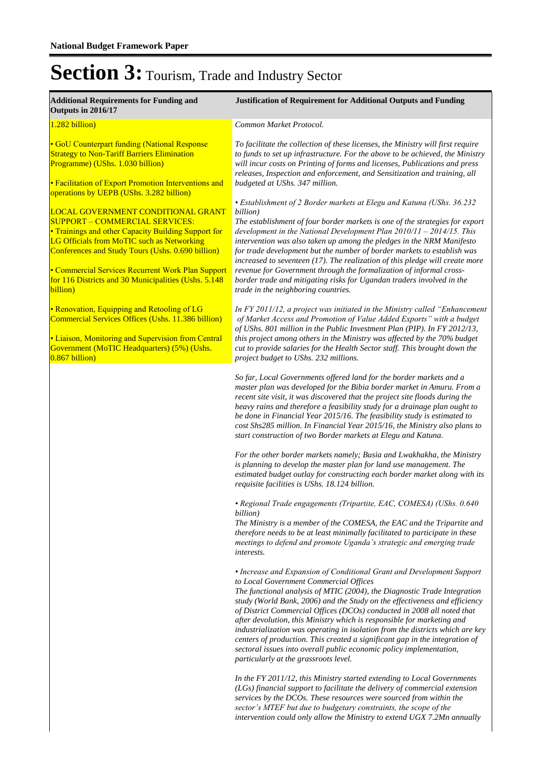# Section 3: Tourism, Trade and Industry Sector

| Additional Requirements for Funding and Outputs in 2016/17 | Justification of Requirement for Additional Outputs and Funding |
|---|---|
| 1.282 billion)<br><br>• GoU Counterpart funding (National Response Strategy to Non-Tariff Barriers Elimination Programme) (UShs. 1.030 billion)<br><br>• Facilitation of Export Promotion Interventions and operations by UEPB (UShs. 3.282 billion)<br><br>LOCAL GOVERNMENT CONDITIONAL GRANT SUPPORT – COMMERCIAL SERVICES:<br>• Trainings and other Capacity Building Support for LG Officials from MoTIC such as Networking Conferences and Study Tours (Ushs. 0.690 billion)<br><br>• Commercial Services Recurrent Work Plan Support for 116 Districts and 30 Municipalities (Ushs. 5.148 billion)<br><br>• Renovation, Equipping and Retooling of LG Commercial Services Offices (Ushs. 11.386 billion)<br><br>• Liaison, Monitoring and Supervision from Central Government (MoTIC Headquarters) (5%) (Ushs. 0.867 billion) | *Common Market Protocol.*<br><br>*To facilitate the collection of these licenses, the Ministry will first require to funds to set up infrastructure. For the above to be achieved, the Ministry will incur costs on Printing of forms and licenses, Publications and press releases, Inspection and enforcement, and Sensitization and training, all budgeted at USh. 347 million.*<br><br>*• Establishment of 2 Border markets at Elegu and Katuna (UShs. 36.232 billion)*<br>*The establishment of four border markets is one of the strategies for export development in the National Development Plan 2010/11 – 2014/15. This intervention was also taken up among the pledges in the NRM Manifesto for trade development but the number of border markets to establish was increased to seventeen (17). The realization of this pledge will create more revenue for Government through the formalization of informal cross-border trade and mitigating risks for Ugandan traders involved in the trade in the neighboring countries.*<br><br>*In FY 2011/12, a project was initiated in the Ministry called "Enhancement of Market Access and Promotion of Value Added Exports" with a budget of UShs. 801 million in the Public Investment Plan (PIP). In FY 2012/13, this project among others in the Ministry was affected by the 70% budget cut to provide salaries for the Health Sector staff. This brought down the project budget to UShs. 232 millions.*<br><br>*So far, Local Governments offered land for the border markets and a master plan was developed for the Bibia border market in Amuru. From a recent site visit, it was discovered that the project site floods during the heavy rains and therefore a feasibility study for a drainage plan ought to be done in Financial Year 2015/16. The feasibility study is estimated to cost Shs285 million. In Financial Year 2015/16, the Ministry also plans to start construction of two Border markets at Elegu and Katuna.*<br><br>*For the other border markets namely; Busia and Lwakhakha, the Ministry is planning to develop the master plan for land use management. The estimated budget outlay for constructing each border market along with its requisite facilities is UShs. 18.124 billion.*<br><br>*• Regional Trade engagements (Tripartite, EAC, COMESA) (UShs. 0.640 billion)*<br>*The Ministry is a member of the COMESA, the EAC and the Tripartite and therefore needs to be at least minimally facilitated to participate in these meetings to defend and promote Uganda's strategic and emerging trade interests.*<br><br>*• Increase and Expansion of Conditional Grant and Development Support to Local Government Commercial Offices*<br>*The functional analysis of MTIC (2004), the Diagnostic Trade Integration study (World Bank, 2006) and the Study on the effectiveness and efficiency of District Commercial Offices (DCOs) conducted in 2008 all noted that after devolution, this Ministry which is responsible for marketing and industrialization was operating in isolation from the districts which are key centers of production. This created a significant gap in the integration of sectoral issues into overall public economic policy implementation, particularly at the grassroots level.*<br><br>*In the FY 2011/12, this Ministry started extending to Local Governments (LGs) financial support to facilitate the delivery of commercial extension services by the DCOs. These resources were sourced from within the sector's MTEF but due to budgetary constraints, the scope of the intervention could only allow the Ministry to extend UGX 7.2Mn annually* |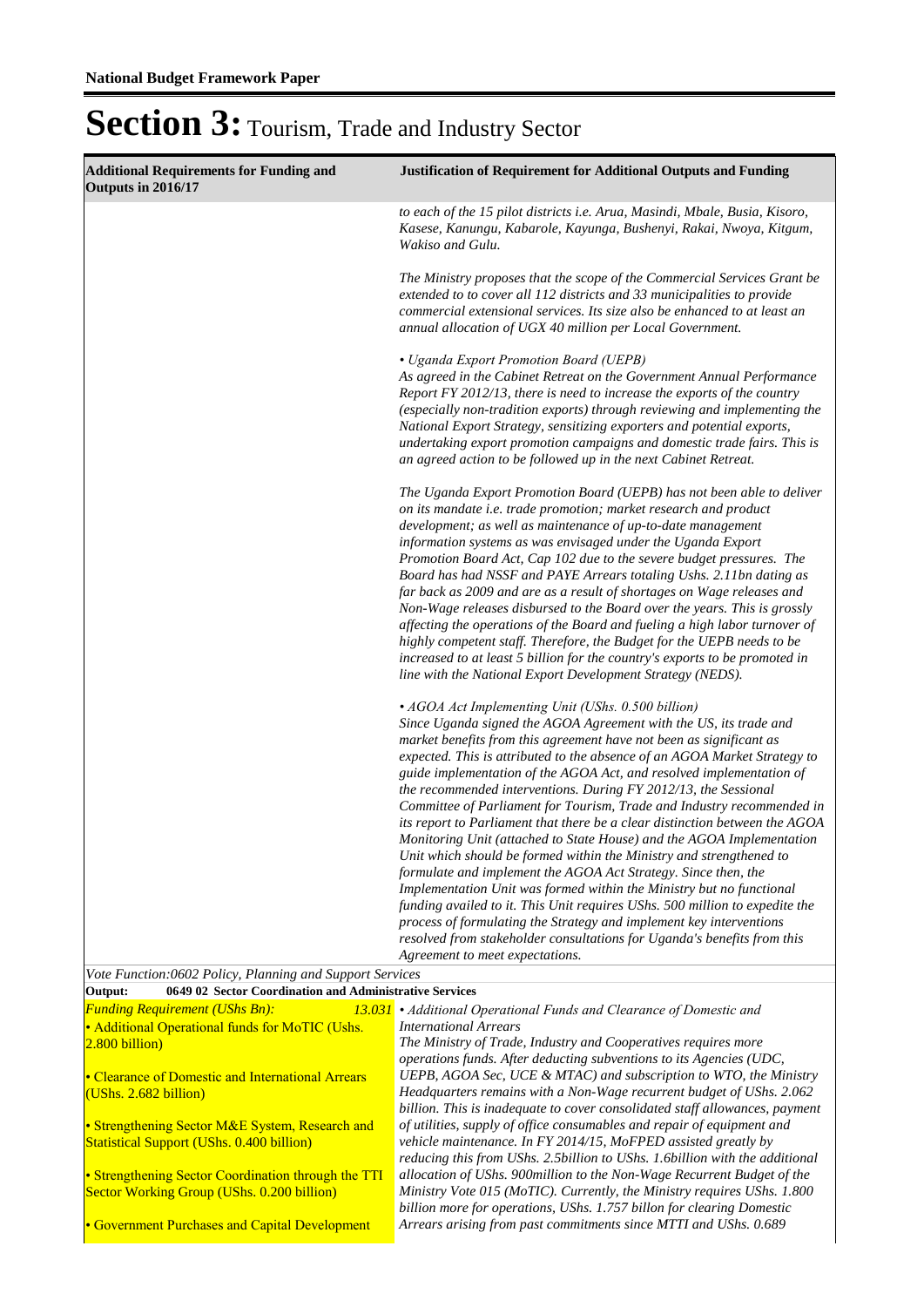# Section 3: Tourism, Trade and Industry Sector

| Additional Requirements for Funding and Outputs in 2016/17 | Justification of Requirement for Additional Outputs and Funding |
|---|---|
| | *to each of the 15 pilot districts i.e. Arua, Masindi, Mbale, Busia, Kisoro, Kasese, Kanungu, Kabarole, Kayunga, Bushenyi, Rakai, Nwoya, Kitgum, Wakiso and Gulu.*<br><br>*The Ministry proposes that the scope of the Commercial Services Grant be extended to to cover all 112 districts and 33 municipalities to provide commercial extensional services. Its size also be enhanced to at least an annual allocation of UGX 40 million per Local Government.*<br><br>*• Uganda Export Promotion Board (UEPB)*<br>*As agreed in the Cabinet Retreat on the Government Annual Performance Report FY 2012/13, there is need to increase the exports of the country (especially non-tradition exports) through reviewing and implementing the National Export Strategy, sensitizing exporters and potential exports, undertaking export promotion campaigns and domestic trade fairs. This is an agreed action to be followed up in the next Cabinet Retreat.*<br><br>*The Uganda Export Promotion Board (UEPB) has not been able to deliver on its mandate i.e. trade promotion; market research and product development; as well as maintenance of up-to-date management information systems as was envisaged under the Uganda Export Promotion Board Act, Cap 102 due to the severe budget pressures. The Board has had NSSF and PAYE Arrears totaling Ushs. 2.11bn dating as far back as 2009 and are as a result of shortages on Wage releases and Non-Wage releases disbursed to the Board over the years. This is grossly affecting the operations of the Board and fueling a high labor turnover of highly competent staff. Therefore, the Budget for the UEPB needs to be increased to at least 5 billion for the country's exports to be promoted in line with the National Export Development Strategy (NEDS).*<br><br>*• AGOA Act Implementing Unit (UShs. 0.500 billion)*<br>*Since Uganda signed the AGOA Agreement with the US, its trade and market benefits from this agreement have not been as significant as expected. This is attributed to the absence of an AGOA Market Strategy to guide implementation of the AGOA Act, and resolved implementation of the recommended interventions. During FY 2012/13, the Sessional Committee of Parliament for Tourism, Trade and Industry recommended in its report to Parliament that there be a clear distinction between the AGOA Monitoring Unit (attached to State House) and the AGOA Implementation Unit which should be formed within the Ministry and strengthened to formulate and implement the AGOA Act Strategy. Since then, the Implementation Unit was formed within the Ministry but no functional funding availed to it. This Unit requires USh. 500 million to expedite the process of formulating the Strategy and implement key interventions resolved from stakeholder consultations for Uganda's benefits from this Agreement to meet expectations.* |
| *Vote Function:0602 Policy, Planning and Support Services* | |
| **Output: 0649 02 Sector Coordination and Administrative Services** | |
| *Funding Requirement (UShs Bn): 13.031*<br>• Additional Operational funds for MoTIC (Ushs. 2.800 billion)<br><br>• Clearance of Domestic and International Arrears (UShs. 2.682 billion)<br><br>• Strengthening Sector M&E System, Research and Statistical Support (UShs. 0.400 billion)<br><br>• Strengthening Sector Coordination through the TTI Sector Working Group (UShs. 0.200 billion)<br><br>• Government Purchases and Capital Development | *• Additional Operational Funds and Clearance of Domestic and International Arrears*<br>*The Ministry of Trade, Industry and Cooperatives requires more operations funds. After deducting subventions to its Agencies (UDC, UEPB, AGOA Sec, UCE & MTAC) and subscription to WTO, the Ministry Headquarters remains with a Non-Wage recurrent budget of USh. 2.062 billion. This is inadequate to cover consolidated staff allowances, payment of utilities, supply of office consumables and repair of equipment and vehicle maintenance. In FY 2014/15, MoFPED assisted greatly by reducing this from UShs. 2.5billion to USh. 1.6billion with the additional allocation of USh. 900million to the Non-Wage Recurrent Budget of the Ministry Vote 015 (MoTIC). Currently, the Ministry requires USh. 1.800 billion more for operations, USh. 1.757 billon for clearing Domestic Arrears arising from past commitments since MTTI and USh. 0.689* |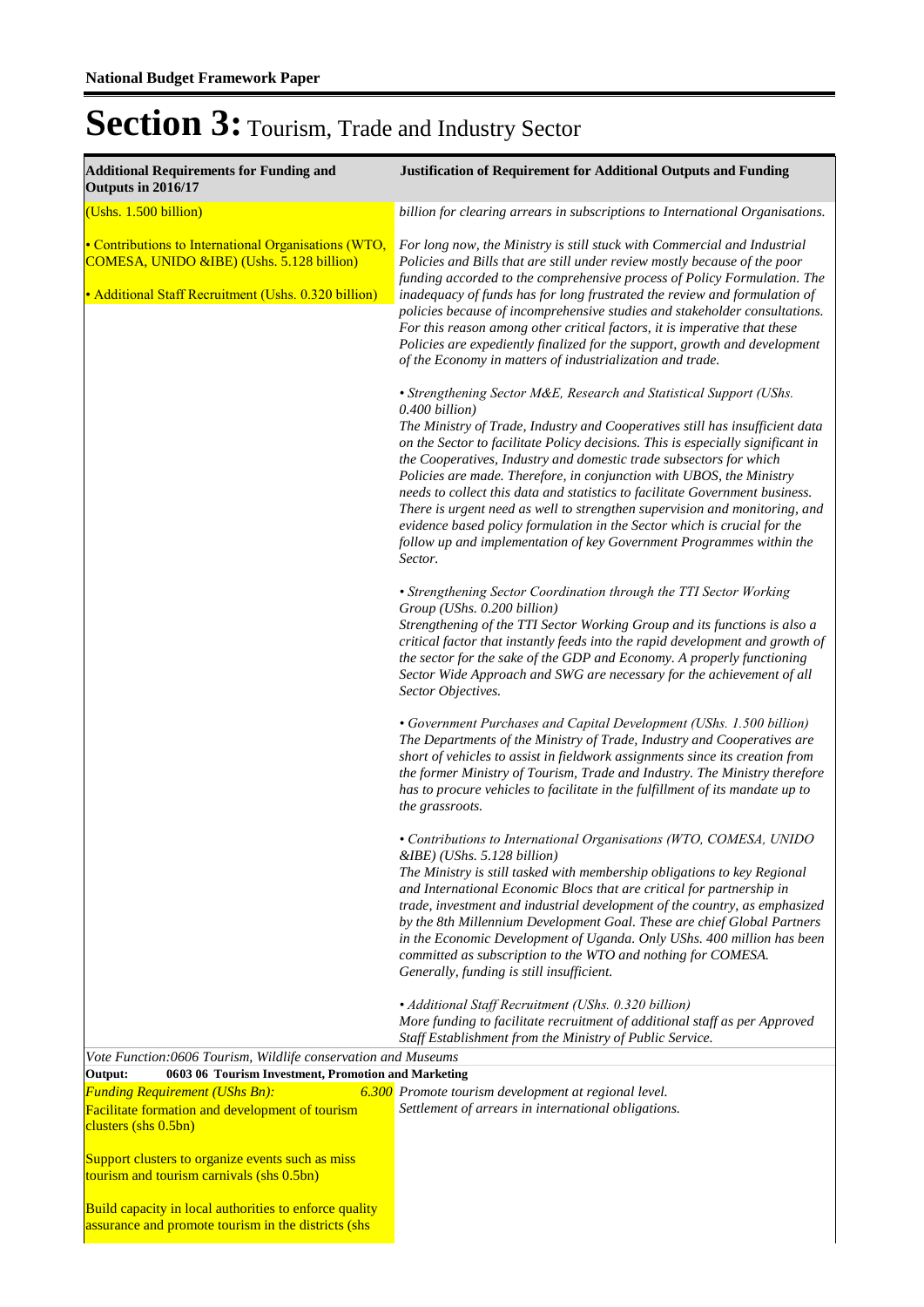**National Budget Framework Paper**

# Section 3: Tourism, Trade and Industry Sector

| Additional Requirements for Funding and Outputs in 2016/17 | Justification of Requirement for Additional Outputs and Funding |
|---|---|
| (Ushs. 1.500 billion)<br><br>• Contributions to International Organisations (WTO, COMESA, UNIDO &IBE) (Ushs. 5.128 billion)<br><br>• Additional Staff Recruitment (Ushs. 0.320 billion) | *billion for clearing arrears in subscriptions to International Organisations.*<br><br>*For long now, the Ministry is still stuck with Commercial and Industrial Policies and Bills that are still under review mostly because of the poor funding accorded to the comprehensive process of Policy Formulation. The inadequacy of funds has for long frustrated the review and formulation of policies because of incomprehensive studies and stakeholder consultations. For this reason among other critical factors, it is imperative that these Policies are expediently finalized for the support, growth and development of the Economy in matters of industrialization and trade.*<br><br>*• Strengthening Sector M&E, Research and Statistical Support (UShs. 0.400 billion)*<br>*The Ministry of Trade, Industry and Cooperatives still has insufficient data on the Sector to facilitate Policy decisions. This is especially significant in the Cooperatives, Industry and domestic trade subsectors for which Policies are made. Therefore, in conjunction with UBOS, the Ministry needs to collect this data and statistics to facilitate Government business. There is urgent need as well to strengthen supervision and monitoring, and evidence based policy formulation in the Sector which is crucial for the follow up and implementation of key Government Programmes within the Sector.*<br><br>*• Strengthening Sector Coordination through the TTI Sector Working Group (UShs. 0.200 billion)*<br>*Strengthening of the TTI Sector Working Group and its functions is also a critical factor that instantly feeds into the rapid development and growth of the sector for the sake of the GDP and Economy. A properly functioning Sector Wide Approach and SWG are necessary for the achievement of all Sector Objectives.*<br><br>*• Government Purchases and Capital Development (UShs. 1.500 billion)*<br>*The Departments of the Ministry of Trade, Industry and Cooperatives are short of vehicles to assist in fieldwork assignments since its creation from the former Ministry of Tourism, Trade and Industry. The Ministry therefore has to procure vehicles to facilitate in the fulfillment of its mandate up to the grassroots.*<br><br>*• Contributions to International Organisations (WTO, COMESA, UNIDO &IBE) (UShs. 5.128 billion)*<br>*The Ministry is still tasked with membership obligations to key Regional and International Economic Blocs that are critical for partnership in trade, investment and industrial development of the country, as emphasized by the 8th Millennium Development Goal. These are chief Global Partners in the Economic Development of Uganda. Only UShs. 400 million has been committed as subscription to the WTO and nothing for COMESA. Generally, funding is still insufficient.*<br><br>*• Additional Staff Recruitment (UShs. 0.320 billion)*<br>*More funding to facilitate recruitment of additional staff as per Approved Staff Establishment from the Ministry of Public Service.* |

*Vote Function:0606 Tourism, Wildlife conservation and Museums*

**Output: 0603 06 Tourism Investment, Promotion and Marketing**

| | |
|---|---|
| *Funding Requirement (UShs Bn):* *6.300*<br>Facilitate formation and development of tourism clusters (shs 0.5bn)<br><br>Support clusters to organize events such as miss tourism and tourism carnivals (shs 0.5bn)<br><br>Build capacity in local authorities to enforce quality assurance and promote tourism in the districts (shs | *Promote tourism development at regional level.*<br>*Settlement of arrears in international obligations.* |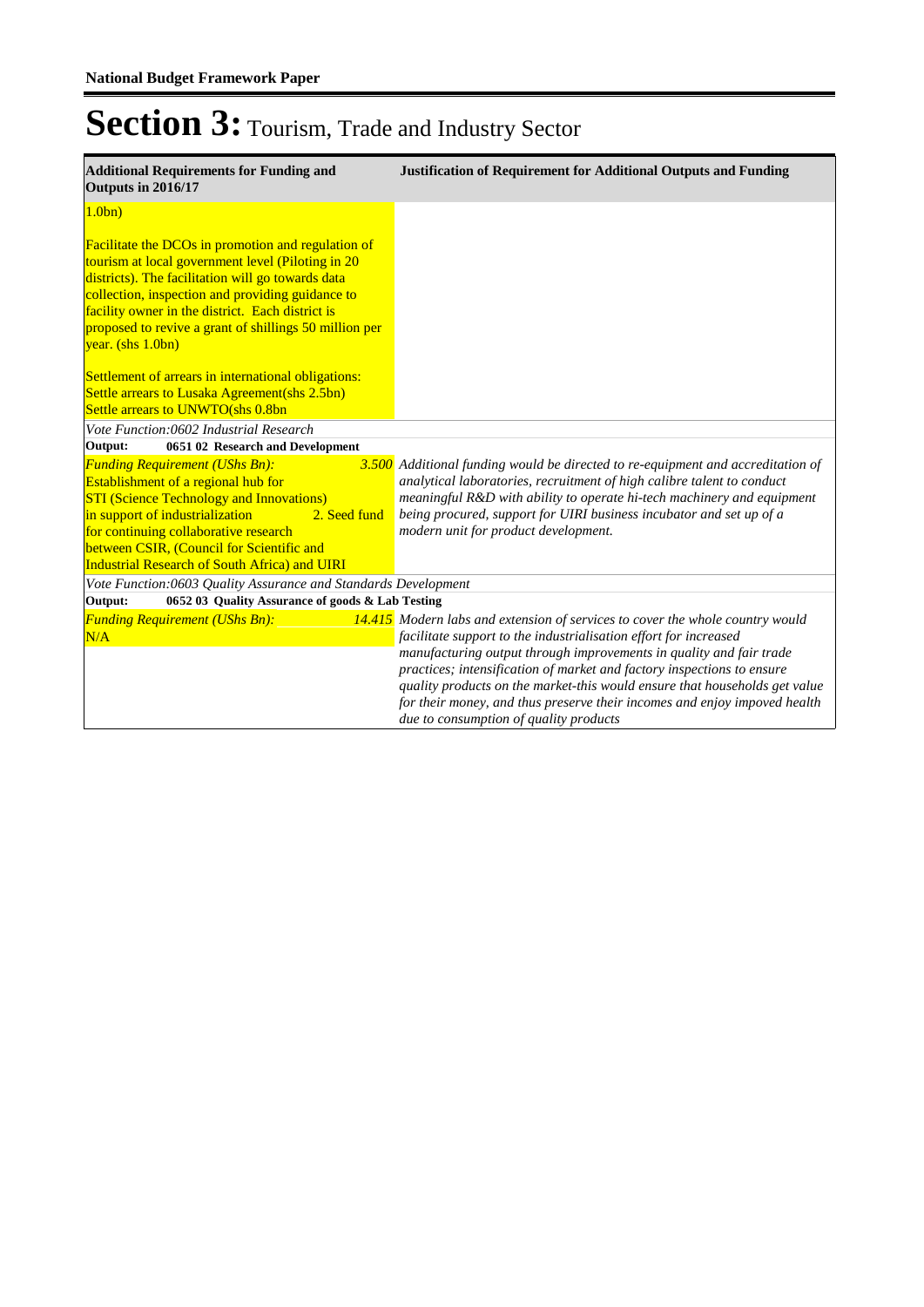# Section 3: Tourism, Trade and Industry Sector

| Additional Requirements for Funding and Outputs in 2016/17 | | Justification of Requirement for Additional Outputs and Funding |
|---|---|---|
| 1.0bn)<br><br>Facilitate the DCOs in promotion and regulation of tourism at local government level (Piloting in 20 districts). The facilitation will go towards data collection, inspection and providing guidance to facility owner in the district. Each district is proposed to revive a grant of shillings 50 million per year. (shs 1.0bn)<br><br>Settlement of arrears in international obligations: Settle arrears to Lusaka Agreement(shs 2.5bn) Settle arrears to UNWTO(shs 0.8bn | | |
| *Vote Function:0602 Industrial Research* | | |
| **Output: 0651 02 Research and Development** | | |
| *Funding Requirement (UShs Bn):* Establishment of a regional hub for STI (Science Technology and Innovations) in support of industrialization 2. Seed fund for continuing collaborative research between CSIR, (Council for Scientific and Industrial Research of South Africa) and UIRI | *3.500* | *Additional funding would be directed to re-equipment and accreditation of analytical laboratories, recruitment of high calibre talent to conduct meaningful R&D with ability to operate hi-tech machinery and equipment being procured, support for UIRI business incubator and set up of a modern unit for product development.* |
| *Vote Function:0603 Quality Assurance and Standards Development* | | |
| **Output: 0652 03 Quality Assurance of goods & Lab Testing** | | |
| *Funding Requirement (UShs Bn):* N/A | *14.415* | *Modern labs and extension of services to cover the whole country would facilitate support to the industrialisation effort for increased manufacturing output through improvements in quality and fair trade practices; intensification of market and factory inspections to ensure quality products on the market-this would ensure that households get value for their money, and thus preserve their incomes and enjoy impoved health due to consumption of quality products* |